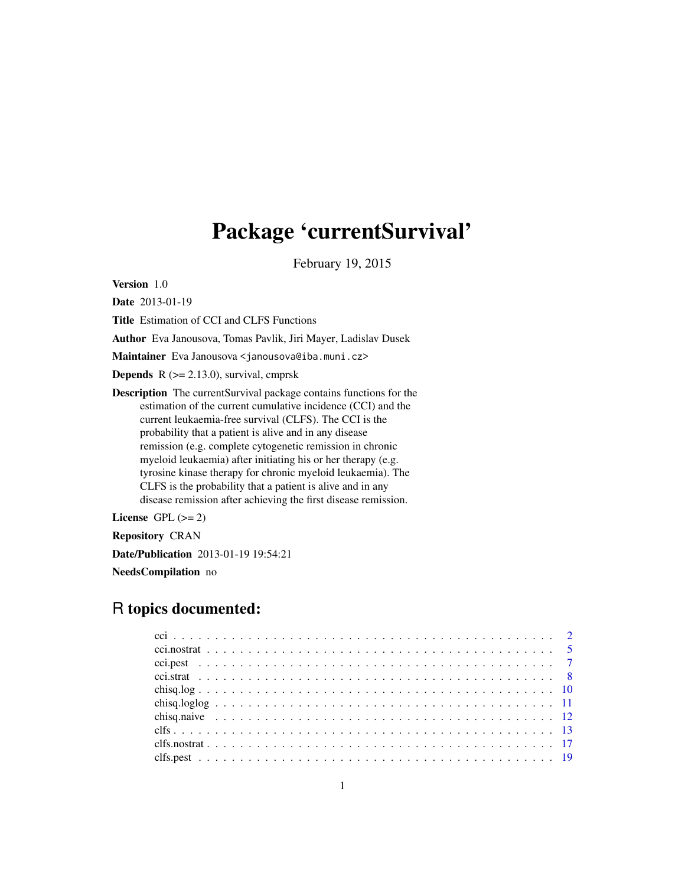# Package 'currentSurvival'

February 19, 2015

**Version** 1.0

**Date** 2013-01-19

**Title** Estimation of CCI and CLFS Functions

**Author** Eva Janousova, Tomas Pavlik, Jiri Mayer, Ladislav Dusek

**Maintainer** Eva Janousova <janousova@iba.muni.cz>

**Depends** R (>= 2.13.0), survival, cmprsk

**Description** The currentSurvival package contains functions for the estimation of the current cumulative incidence (CCI) and the current leukaemia-free survival (CLFS). The CCI is the probability that a patient is alive and in any disease remission (e.g. complete cytogenetic remission in chronic myeloid leukaemia) after initiating his or her therapy (e.g. tyrosine kinase therapy for chronic myeloid leukaemia). The CLFS is the probability that a patient is alive and in any disease remission after achieving the first disease remission.

**License** GPL (>= 2)

**Repository** CRAN

**Date/Publication** 2013-01-19 19:54:21

**NeedsCompilation** no

## R topics documented:

cci . . . . . . . . . . . . . . . . . . . . . . . . . . . . . . . . . . . . . . . . . . . . . 2
cci.nostrat . . . . . . . . . . . . . . . . . . . . . . . . . . . . . . . . . . . . . . . . . 5
cci.pest . . . . . . . . . . . . . . . . . . . . . . . . . . . . . . . . . . . . . . . . . . . 7
cci.strat . . . . . . . . . . . . . . . . . . . . . . . . . . . . . . . . . . . . . . . . . . 8
chisq.log . . . . . . . . . . . . . . . . . . . . . . . . . . . . . . . . . . . . . . . . . . 10
chisq.loglog . . . . . . . . . . . . . . . . . . . . . . . . . . . . . . . . . . . . . . . . 11
chisq.naive . . . . . . . . . . . . . . . . . . . . . . . . . . . . . . . . . . . . . . . . . 12
clfs . . . . . . . . . . . . . . . . . . . . . . . . . . . . . . . . . . . . . . . . . . . . . 13
clfs.nostrat . . . . . . . . . . . . . . . . . . . . . . . . . . . . . . . . . . . . . . . . 17
clfs.pest . . . . . . . . . . . . . . . . . . . . . . . . . . . . . . . . . . . . . . . . . . 19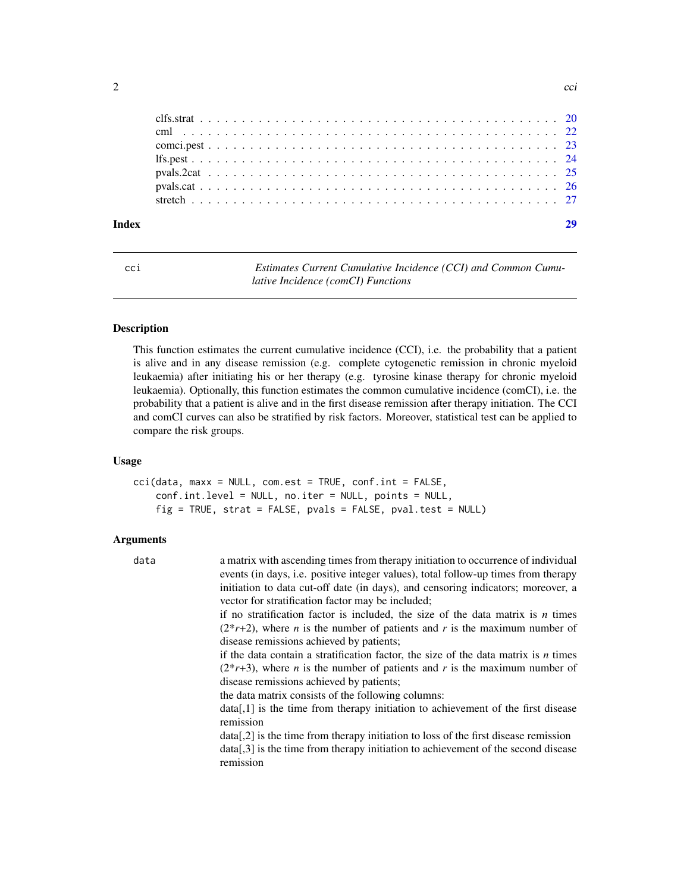clfs.strat . . . . . . . . . . . . . . . . . . . . . . . . . . . . . . . . . . . . . . . . . . 20
cml . . . . . . . . . . . . . . . . . . . . . . . . . . . . . . . . . . . . . . . . . . . . . 22
comci.pest . . . . . . . . . . . . . . . . . . . . . . . . . . . . . . . . . . . . . . . . . 23
lfs.pest . . . . . . . . . . . . . . . . . . . . . . . . . . . . . . . . . . . . . . . . . . . 24
pvals.2cat . . . . . . . . . . . . . . . . . . . . . . . . . . . . . . . . . . . . . . . . . 25
pvals.cat . . . . . . . . . . . . . . . . . . . . . . . . . . . . . . . . . . . . . . . . . . 26
stretch . . . . . . . . . . . . . . . . . . . . . . . . . . . . . . . . . . . . . . . . . . . 27

**Index** **29**

---

## cci — *Estimates Current Cumulative Incidence (CCI) and Common Cumulative Incidence (comCI) Functions*

### Description

This function estimates the current cumulative incidence (CCI), i.e. the probability that a patient is alive and in any disease remission (e.g. complete cytogenetic remission in chronic myeloid leukaemia) after initiating his or her therapy (e.g. tyrosine kinase therapy for chronic myeloid leukaemia). Optionally, this function estimates the common cumulative incidence (comCI), i.e. the probability that a patient is alive and in the first disease remission after therapy initiation. The CCI and comCI curves can also be stratified by risk factors. Moreover, statistical test can be applied to compare the risk groups.

### Usage

```
cci(data, maxx = NULL, com.est = TRUE, conf.int = FALSE,
    conf.int.level = NULL, no.iter = NULL, points = NULL,
    fig = TRUE, strat = FALSE, pvals = FALSE, pval.test = NULL)
```

### Arguments

`data` a matrix with ascending times from therapy initiation to occurrence of individual events (in days, i.e. positive integer values), total follow-up times from therapy initiation to data cut-off date (in days), and censoring indicators; moreover, a vector for stratification factor may be included;

if no stratification factor is included, the size of the data matrix is $n$ times $(2*r+2)$, where $n$ is the number of patients and $r$ is the maximum number of disease remissions achieved by patients;

if the data contain a stratification factor, the size of the data matrix is $n$ times $(2*r+3)$, where $n$ is the number of patients and $r$ is the maximum number of disease remissions achieved by patients;

the data matrix consists of the following columns:

data[,1] is the time from therapy initiation to achievement of the first disease remission

data[,2] is the time from therapy initiation to loss of the first disease remission

data[,3] is the time from therapy initiation to achievement of the second disease remission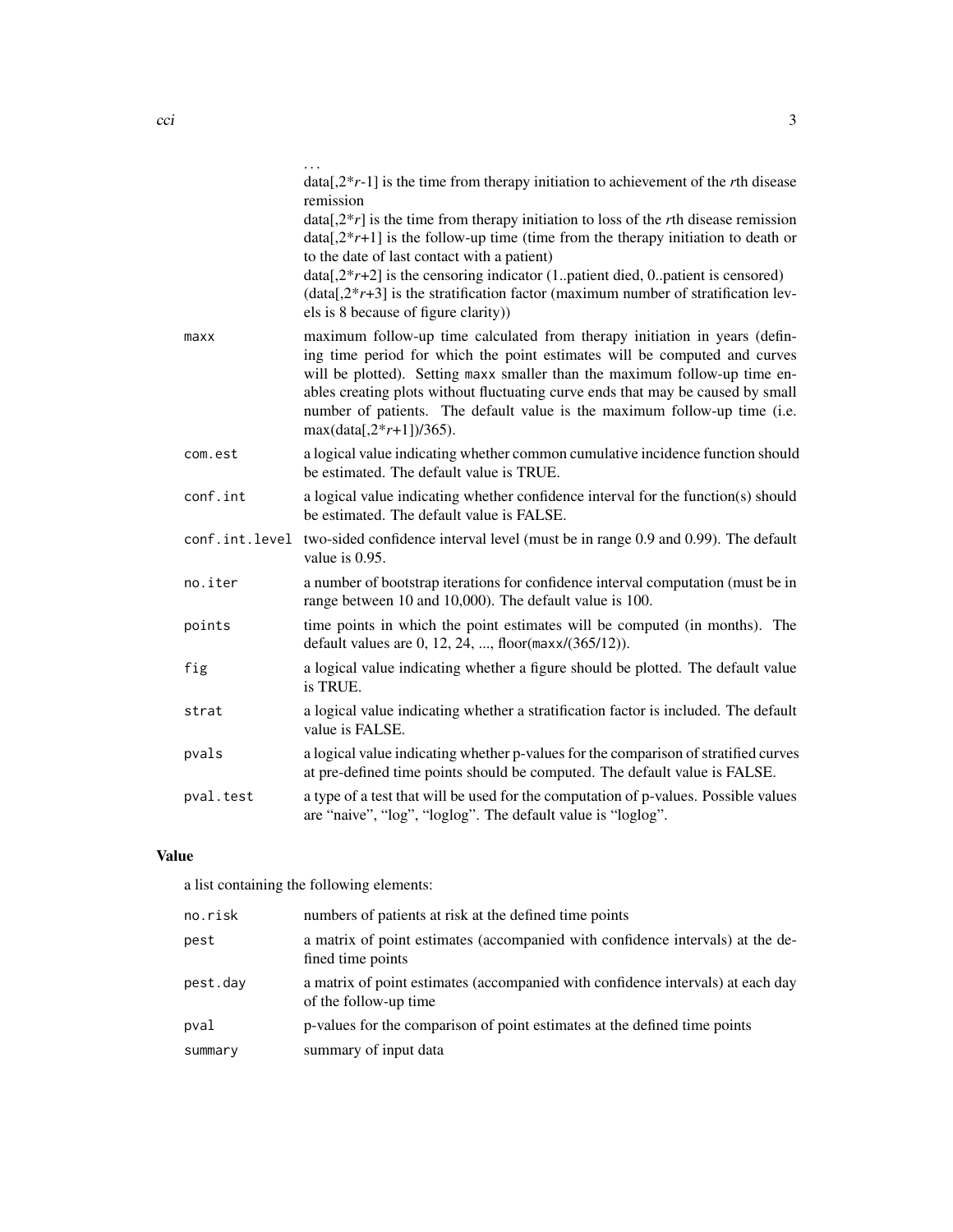...
data[,2\*r-1] is the time from therapy initiation to achievement of the *r*th disease remission
data[,2\*r] is the time from therapy initiation to loss of the *r*th disease remission
data[,2\*r+1] is the follow-up time (time from the therapy initiation to death or to the date of last contact with a patient)
data[,2\*r+2] is the censoring indicator (1..patient died, 0..patient is censored)
(data[,2\*r+3] is the stratification factor (maximum number of stratification levels is 8 because of figure clarity))

| | |
|---|---|
| `maxx` | maximum follow-up time calculated from therapy initiation in years (defining time period for which the point estimates will be computed and curves will be plotted). Setting `maxx` smaller than the maximum follow-up time enables creating plots without fluctuating curve ends that may be caused by small number of patients. The default value is the maximum follow-up time (i.e. max(data[,2\*r+1])/365). |
| `com.est` | a logical value indicating whether common cumulative incidence function should be estimated. The default value is TRUE. |
| `conf.int` | a logical value indicating whether confidence interval for the function(s) should be estimated. The default value is FALSE. |
| `conf.int.level` | two-sided confidence interval level (must be in range 0.9 and 0.99). The default value is 0.95. |
| `no.iter` | a number of bootstrap iterations for confidence interval computation (must be in range between 10 and 10,000). The default value is 100. |
| `points` | time points in which the point estimates will be computed (in months). The default values are 0, 12, 24, ..., floor(`maxx`/(365/12)). |
| `fig` | a logical value indicating whether a figure should be plotted. The default value is TRUE. |
| `strat` | a logical value indicating whether a stratification factor is included. The default value is FALSE. |
| `pvals` | a logical value indicating whether p-values for the comparison of stratified curves at pre-defined time points should be computed. The default value is FALSE. |
| `pval.test` | a type of a test that will be used for the computation of p-values. Possible values are "naive", "log", "loglog". The default value is "loglog". |

## Value

a list containing the following elements:

| | |
|---|---|
| `no.risk` | numbers of patients at risk at the defined time points |
| `pest` | a matrix of point estimates (accompanied with confidence intervals) at the defined time points |
| `pest.day` | a matrix of point estimates (accompanied with confidence intervals) at each day of the follow-up time |
| `pval` | p-values for the comparison of point estimates at the defined time points |
| `summary` | summary of input data |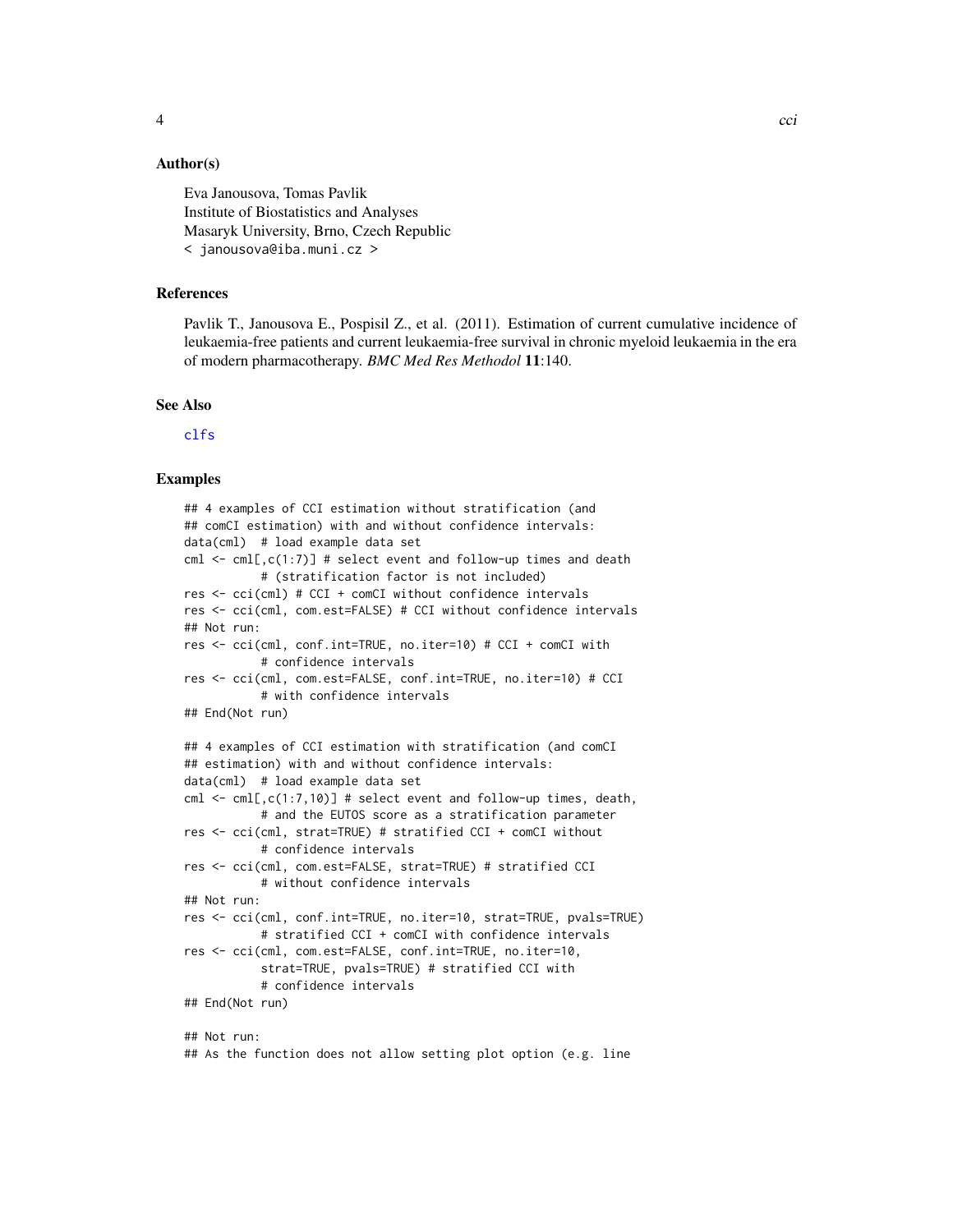## Author(s)

Eva Janousova, Tomas Pavlik
Institute of Biostatistics and Analyses
Masaryk University, Brno, Czech Republic
< janousova@iba.muni.cz >

## References

Pavlik T., Janousova E., Pospisil Z., et al. (2011). Estimation of current cumulative incidence of leukaemia-free patients and current leukaemia-free survival in chronic myeloid leukaemia in the era of modern pharmacotherapy. *BMC Med Res Methodol* **11**:140.

## See Also

clfs

## Examples

```
## 4 examples of CCI estimation without stratification (and
## comCI estimation) with and without confidence intervals:
data(cml)  # load example data set
cml <- cml[,c(1:7)] # select event and follow-up times and death
          # (stratification factor is not included)
res <- cci(cml) # CCI + comCI without confidence intervals
res <- cci(cml, com.est=FALSE) # CCI without confidence intervals
## Not run:
res <- cci(cml, conf.int=TRUE, no.iter=10) # CCI + comCI with
          # confidence intervals
res <- cci(cml, com.est=FALSE, conf.int=TRUE, no.iter=10) # CCI
          # with confidence intervals
## End(Not run)

## 4 examples of CCI estimation with stratification (and comCI
## estimation) with and without confidence intervals:
data(cml)  # load example data set
cml <- cml[,c(1:7,10)] # select event and follow-up times, death,
          # and the EUTOS score as a stratification parameter
res <- cci(cml, strat=TRUE) # stratified CCI + comCI without
          # confidence intervals
res <- cci(cml, com.est=FALSE, strat=TRUE) # stratified CCI
          # without confidence intervals
## Not run:
res <- cci(cml, conf.int=TRUE, no.iter=10, strat=TRUE, pvals=TRUE)
          # stratified CCI + comCI with confidence intervals
res <- cci(cml, com.est=FALSE, conf.int=TRUE, no.iter=10,
          strat=TRUE, pvals=TRUE) # stratified CCI with
          # confidence intervals
## End(Not run)

## Not run:
## As the function does not allow setting plot option (e.g. line
```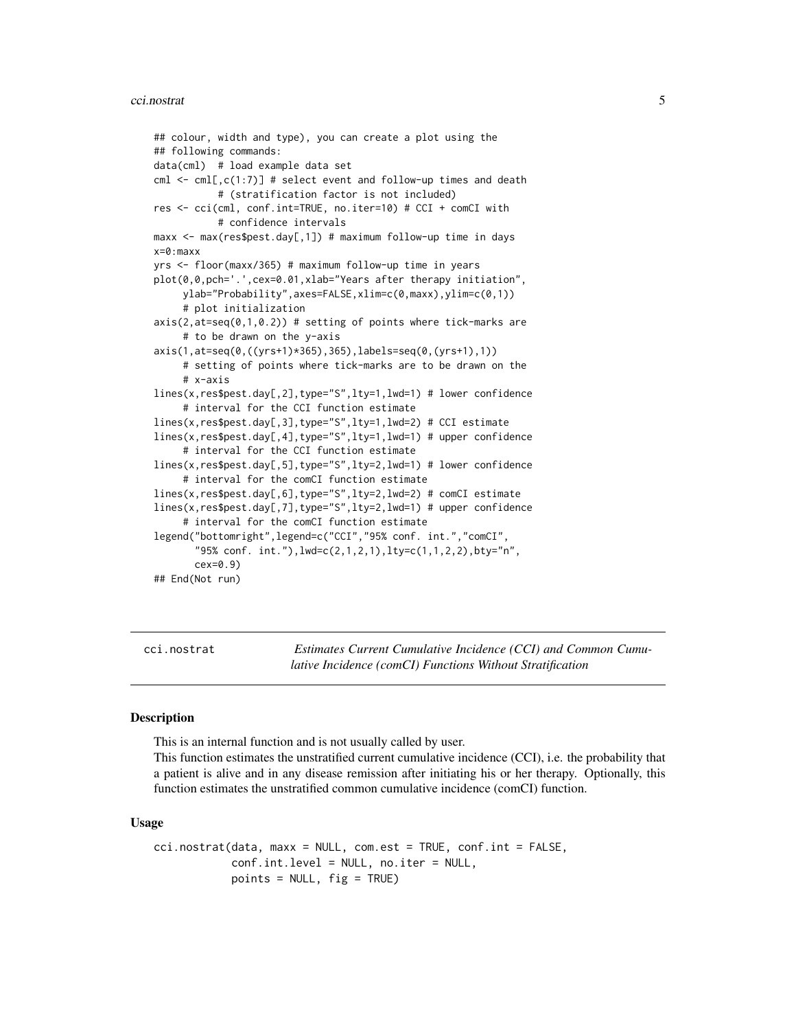```
## colour, width and type), you can create a plot using the
## following commands:
data(cml)  # load example data set
cml <- cml[,c(1:7)] # select event and follow-up times and death
          # (stratification factor is not included)
res <- cci(cml, conf.int=TRUE, no.iter=10) # CCI + comCI with
          # confidence intervals
maxx <- max(res$pest.day[,1]) # maximum follow-up time in days
x=0:maxx
yrs <- floor(maxx/365) # maximum follow-up time in years
plot(0,0,pch='.',cex=0.01,xlab="Years after therapy initiation",
     ylab="Probability",axes=FALSE,xlim=c(0,maxx),ylim=c(0,1))
     # plot initialization
axis(2,at=seq(0,1,0.2)) # setting of points where tick-marks are
     # to be drawn on the y-axis
axis(1,at=seq(0,((yrs+1)*365),365),labels=seq(0,(yrs+1),1))
     # setting of points where tick-marks are to be drawn on the
     # x-axis
lines(x,res$pest.day[,2],type="S",lty=1,lwd=1) # lower confidence
     # interval for the CCI function estimate
lines(x,res$pest.day[,3],type="S",lty=1,lwd=2) # CCI estimate
lines(x,res$pest.day[,4],type="S",lty=1,lwd=1) # upper confidence
     # interval for the CCI function estimate
lines(x,res$pest.day[,5],type="S",lty=2,lwd=1) # lower confidence
     # interval for the comCI function estimate
lines(x,res$pest.day[,6],type="S",lty=2,lwd=2) # comCI estimate
lines(x,res$pest.day[,7],type="S",lty=2,lwd=1) # upper confidence
     # interval for the comCI function estimate
legend("bottomright",legend=c("CCI","95% conf. int.","comCI",
       "95% conf. int."),lwd=c(2,1,2,1),lty=c(1,1,2,2),bty="n",
       cex=0.9)
## End(Not run)
```

---

## cci.nostrat — *Estimates Current Cumulative Incidence (CCI) and Common Cumulative Incidence (comCI) Functions Without Stratification*

### Description

This is an internal function and is not usually called by user.
This function estimates the unstratified current cumulative incidence (CCI), i.e. the probability that a patient is alive and in any disease remission after initiating his or her therapy. Optionally, this function estimates the unstratified common cumulative incidence (comCI) function.

### Usage

```
cci.nostrat(data, maxx = NULL, com.est = TRUE, conf.int = FALSE,
            conf.int.level = NULL, no.iter = NULL,
            points = NULL, fig = TRUE)
```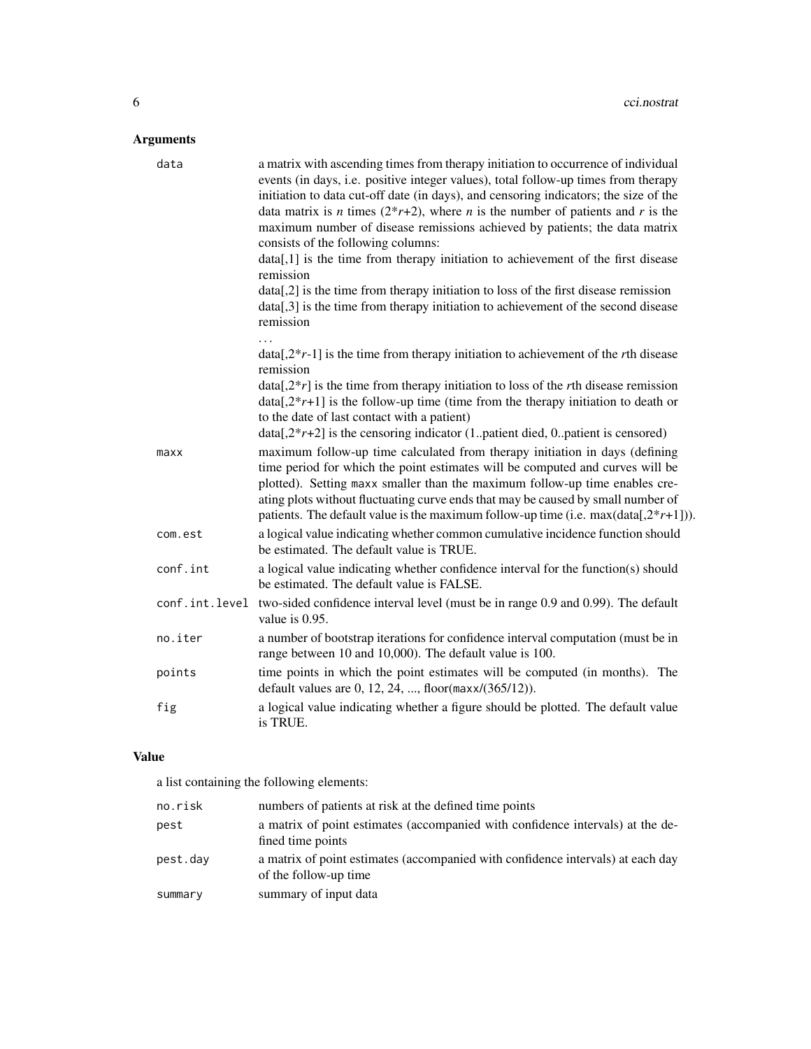## Arguments

| | |
|---|---|
| `data` | a matrix with ascending times from therapy initiation to occurrence of individual events (in days, i.e. positive integer values), total follow-up times from therapy initiation to data cut-off date (in days), and censoring indicators; the size of the data matrix is $n$ times (2\*$r$+2), where $n$ is the number of patients and $r$ is the maximum number of disease remissions achieved by patients; the data matrix consists of the following columns:<br>data[,1] is the time from therapy initiation to achievement of the first disease remission<br>data[,2] is the time from therapy initiation to loss of the first disease remission<br>data[,3] is the time from therapy initiation to achievement of the second disease remission<br>...<br>data[,2\*$r$-1] is the time from therapy initiation to achievement of the $r$th disease remission<br>data[,2\*$r$] is the time from therapy initiation to loss of the $r$th disease remission<br>data[,2\*$r$+1] is the follow-up time (time from the therapy initiation to death or to the date of last contact with a patient)<br>data[,2\*$r$+2] is the censoring indicator (1..patient died, 0..patient is censored) |
| `maxx` | maximum follow-up time calculated from therapy initiation in days (defining time period for which the point estimates will be computed and curves will be plotted). Setting `maxx` smaller than the maximum follow-up time enables creating plots without fluctuating curve ends that may be caused by small number of patients. The default value is the maximum follow-up time (i.e. max(data[,2\*$r$+1])). |
| `com.est` | a logical value indicating whether common cumulative incidence function should be estimated. The default value is TRUE. |
| `conf.int` | a logical value indicating whether confidence interval for the function(s) should be estimated. The default value is FALSE. |
| `conf.int.level` | two-sided confidence interval level (must be in range 0.9 and 0.99). The default value is 0.95. |
| `no.iter` | a number of bootstrap iterations for confidence interval computation (must be in range between 10 and 10,000). The default value is 100. |
| `points` | time points in which the point estimates will be computed (in months). The default values are 0, 12, 24, ..., floor(`maxx`/(365/12)). |
| `fig` | a logical value indicating whether a figure should be plotted. The default value is TRUE. |

## Value

a list containing the following elements:

| | |
|---|---|
| `no.risk` | numbers of patients at risk at the defined time points |
| `pest` | a matrix of point estimates (accompanied with confidence intervals) at the defined time points |
| `pest.day` | a matrix of point estimates (accompanied with confidence intervals) at each day of the follow-up time |
| `summary` | summary of input data |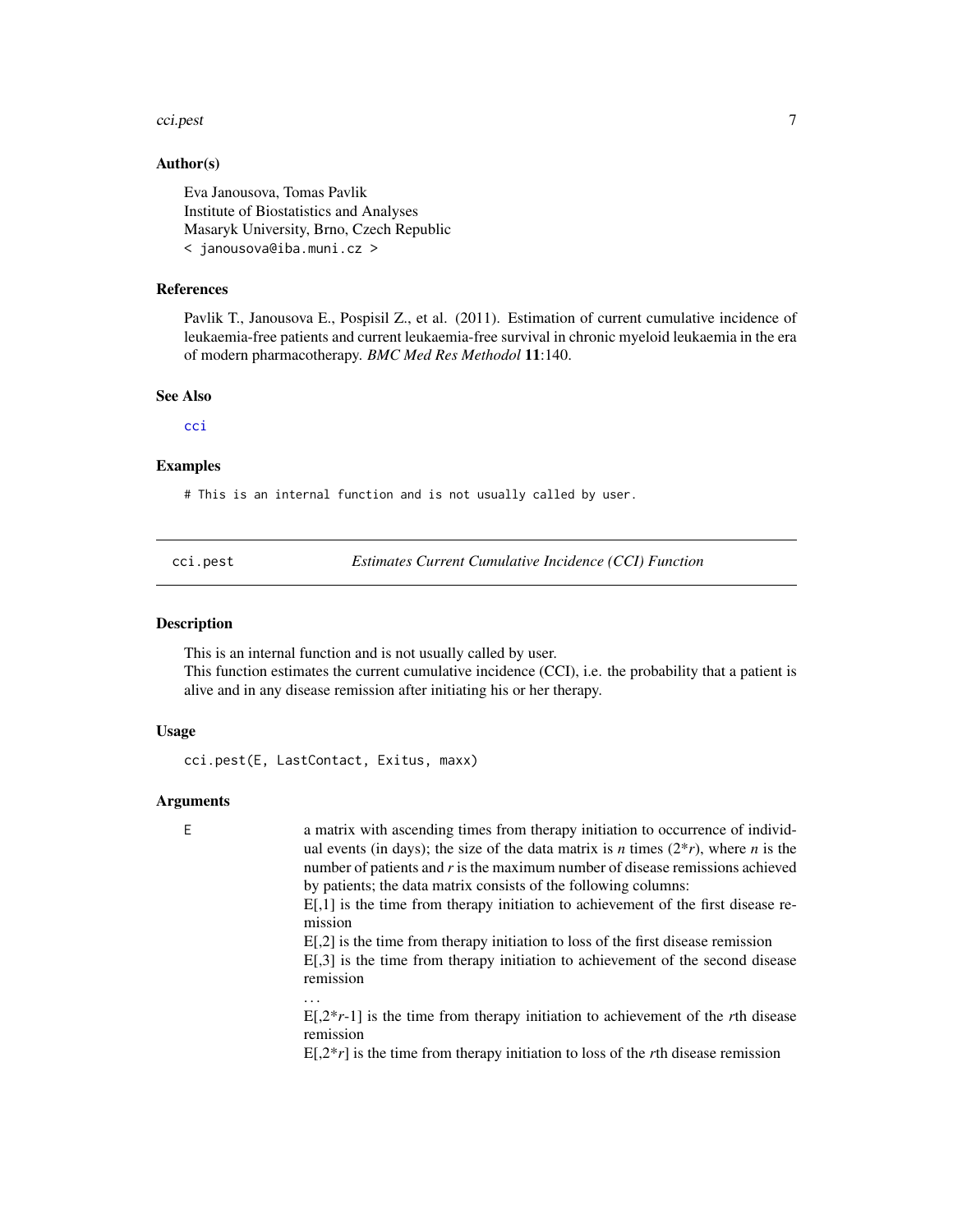## Author(s)

Eva Janousova, Tomas Pavlik
Institute of Biostatistics and Analyses
Masaryk University, Brno, Czech Republic
< janousova@iba.muni.cz >

## References

Pavlik T., Janousova E., Pospisil Z., et al. (2011). Estimation of current cumulative incidence of leukaemia-free patients and current leukaemia-free survival in chronic myeloid leukaemia in the era of modern pharmacotherapy. *BMC Med Res Methodol* **11**:140.

## See Also

cci

## Examples

```
# This is an internal function and is not usually called by user.
```

---

# cci.pest — *Estimates Current Cumulative Incidence (CCI) Function*

---

## Description

This is an internal function and is not usually called by user.
This function estimates the current cumulative incidence (CCI), i.e. the probability that a patient is alive and in any disease remission after initiating his or her therapy.

## Usage

```
cci.pest(E, LastContact, Exitus, maxx)
```

## Arguments

`E` — a matrix with ascending times from therapy initiation to occurrence of individual events (in days); the size of the data matrix is *n* times (2\**r*), where *n* is the number of patients and *r* is the maximum number of disease remissions achieved by patients; the data matrix consists of the following columns:
E[,1] is the time from therapy initiation to achievement of the first disease remission
E[,2] is the time from therapy initiation to loss of the first disease remission
E[,3] is the time from therapy initiation to achievement of the second disease remission
...
E[,2\**r*-1] is the time from therapy initiation to achievement of the *r*th disease remission
E[,2\**r*] is the time from therapy initiation to loss of the *r*th disease remission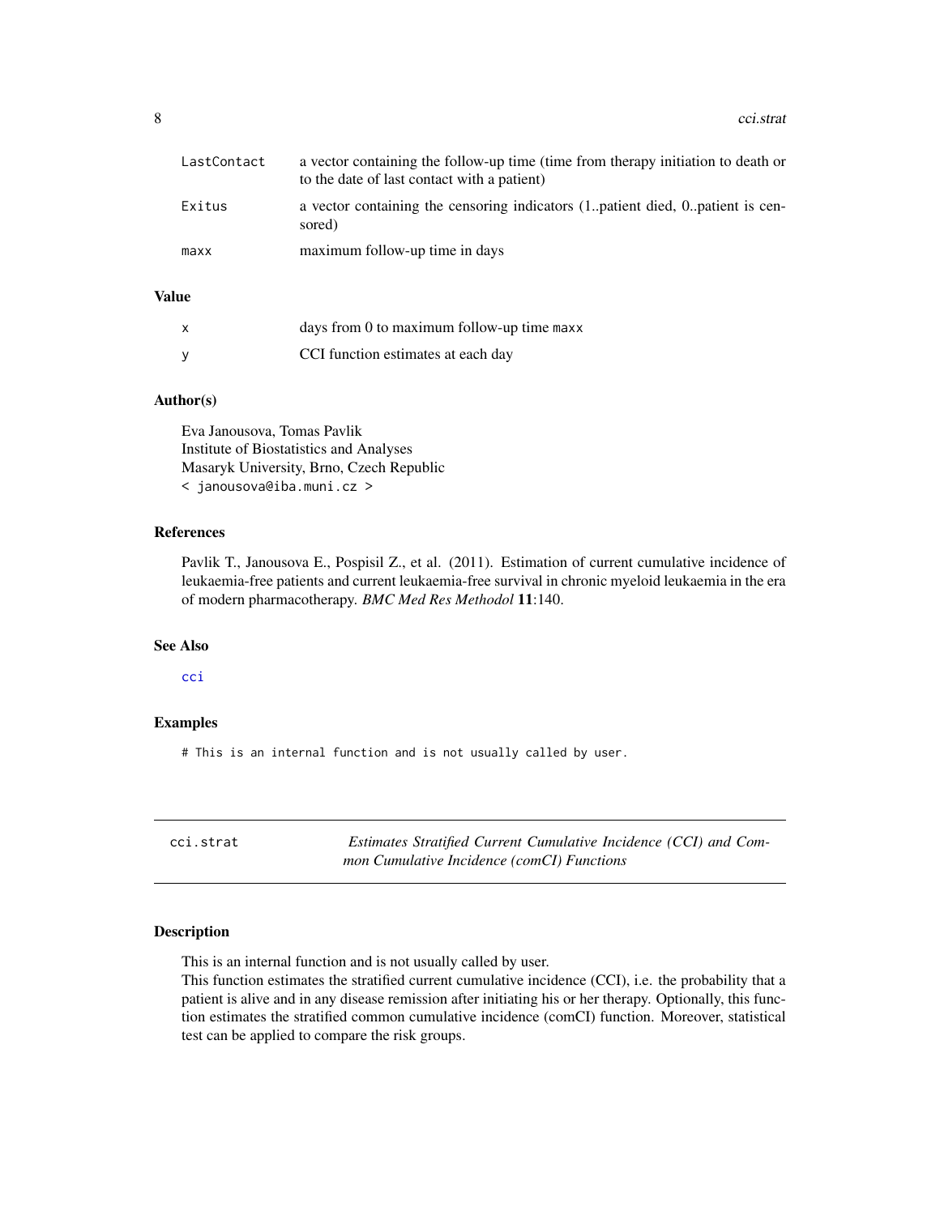| | |
|---|---|
| LastContact | a vector containing the follow-up time (time from therapy initiation to death or to the date of last contact with a patient) |
| Exitus | a vector containing the censoring indicators (1..patient died, 0..patient is censored) |
| maxx | maximum follow-up time in days |

### Value

| | |
|---|---|
| x | days from 0 to maximum follow-up time maxx |
| y | CCI function estimates at each day |

### Author(s)

Eva Janousova, Tomas Pavlik
Institute of Biostatistics and Analyses
Masaryk University, Brno, Czech Republic
< janousova@iba.muni.cz >

### References

Pavlik T., Janousova E., Pospisil Z., et al. (2011). Estimation of current cumulative incidence of leukaemia-free patients and current leukaemia-free survival in chronic myeloid leukaemia in the era of modern pharmacotherapy. *BMC Med Res Methodol* **11**:140.

### See Also

cci

### Examples

```
# This is an internal function and is not usually called by user.
```

## cci.strat — *Estimates Stratified Current Cumulative Incidence (CCI) and Common Cumulative Incidence (comCI) Functions*

### Description

This is an internal function and is not usually called by user.
This function estimates the stratified current cumulative incidence (CCI), i.e. the probability that a patient is alive and in any disease remission after initiating his or her therapy. Optionally, this function estimates the stratified common cumulative incidence (comCI) function. Moreover, statistical test can be applied to compare the risk groups.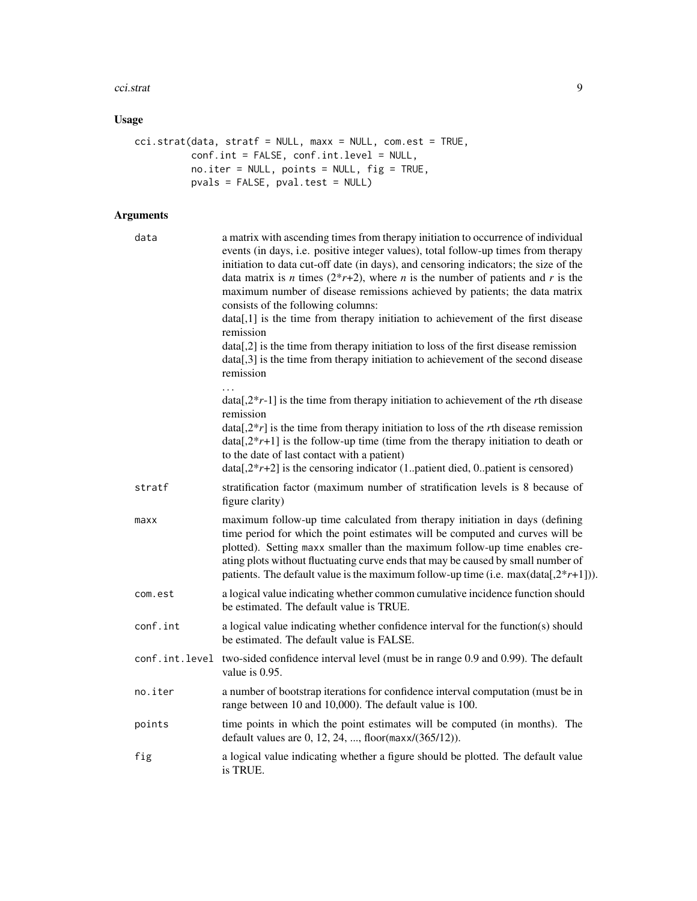## Usage

```
cci.strat(data, stratf = NULL, maxx = NULL, com.est = TRUE,
          conf.int = FALSE, conf.int.level = NULL,
          no.iter = NULL, points = NULL, fig = TRUE,
          pvals = FALSE, pval.test = NULL)
```

## Arguments

| | |
|---|---|
| `data` | a matrix with ascending times from therapy initiation to occurrence of individual events (in days, i.e. positive integer values), total follow-up times from therapy initiation to data cut-off date (in days), and censoring indicators; the size of the data matrix is $n$ times ($2*r$+2), where $n$ is the number of patients and $r$ is the maximum number of disease remissions achieved by patients; the data matrix consists of the following columns:<br>data[,1] is the time from therapy initiation to achievement of the first disease remission<br>data[,2] is the time from therapy initiation to loss of the first disease remission<br>data[,3] is the time from therapy initiation to achievement of the second disease remission<br>...<br>data[,2*$r$-1] is the time from therapy initiation to achievement of the $r$th disease remission<br>data[,2*$r$] is the time from therapy initiation to loss of the $r$th disease remission<br>data[,2*$r$+1] is the follow-up time (time from the therapy initiation to death or to the date of last contact with a patient)<br>data[,2*$r$+2] is the censoring indicator (1..patient died, 0..patient is censored) |
| `stratf` | stratification factor (maximum number of stratification levels is 8 because of figure clarity) |
| `maxx` | maximum follow-up time calculated from therapy initiation in days (defining time period for which the point estimates will be computed and curves will be plotted). Setting `maxx` smaller than the maximum follow-up time enables creating plots without fluctuating curve ends that may be caused by small number of patients. The default value is the maximum follow-up time (i.e. max(data[,2*$r$+1])). |
| `com.est` | a logical value indicating whether common cumulative incidence function should be estimated. The default value is TRUE. |
| `conf.int` | a logical value indicating whether confidence interval for the function(s) should be estimated. The default value is FALSE. |
| `conf.int.level` | two-sided confidence interval level (must be in range 0.9 and 0.99). The default value is 0.95. |
| `no.iter` | a number of bootstrap iterations for confidence interval computation (must be in range between 10 and 10,000). The default value is 100. |
| `points` | time points in which the point estimates will be computed (in months). The default values are 0, 12, 24, ..., floor(`maxx`/(365/12)). |
| `fig` | a logical value indicating whether a figure should be plotted. The default value is TRUE. |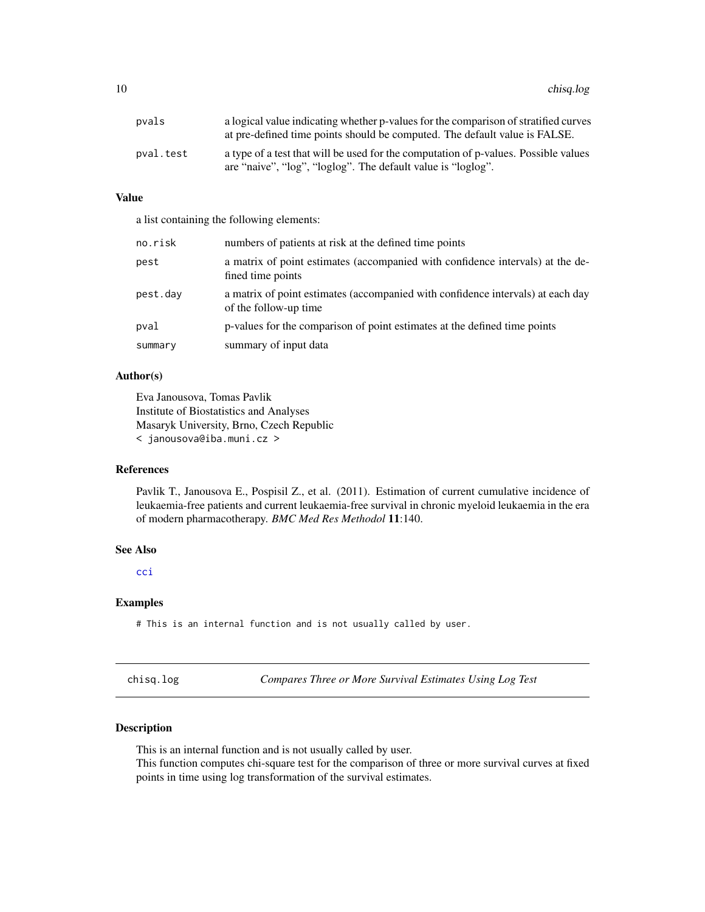pvals
: a logical value indicating whether p-values for the comparison of stratified curves at pre-defined time points should be computed. The default value is FALSE.

pval.test
: a type of a test that will be used for the computation of p-values. Possible values are "naive", "log", "loglog". The default value is "loglog".

### Value

a list containing the following elements:

| | |
|---|---|
| `no.risk` | numbers of patients at risk at the defined time points |
| `pest` | a matrix of point estimates (accompanied with confidence intervals) at the defined time points |
| `pest.day` | a matrix of point estimates (accompanied with confidence intervals) at each day of the follow-up time |
| `pval` | p-values for the comparison of point estimates at the defined time points |
| `summary` | summary of input data |

### Author(s)

Eva Janousova, Tomas Pavlik
Institute of Biostatistics and Analyses
Masaryk University, Brno, Czech Republic
< janousova@iba.muni.cz >

### References

Pavlik T., Janousova E., Pospisil Z., et al. (2011). Estimation of current cumulative incidence of leukaemia-free patients and current leukaemia-free survival in chronic myeloid leukaemia in the era of modern pharmacotherapy. *BMC Med Res Methodol* **11**:140.

### See Also

cci

### Examples

```
# This is an internal function and is not usually called by user.
```

---

## chisq.log — *Compares Three or More Survival Estimates Using Log Test*

### Description

This is an internal function and is not usually called by user.
This function computes chi-square test for the comparison of three or more survival curves at fixed points in time using log transformation of the survival estimates.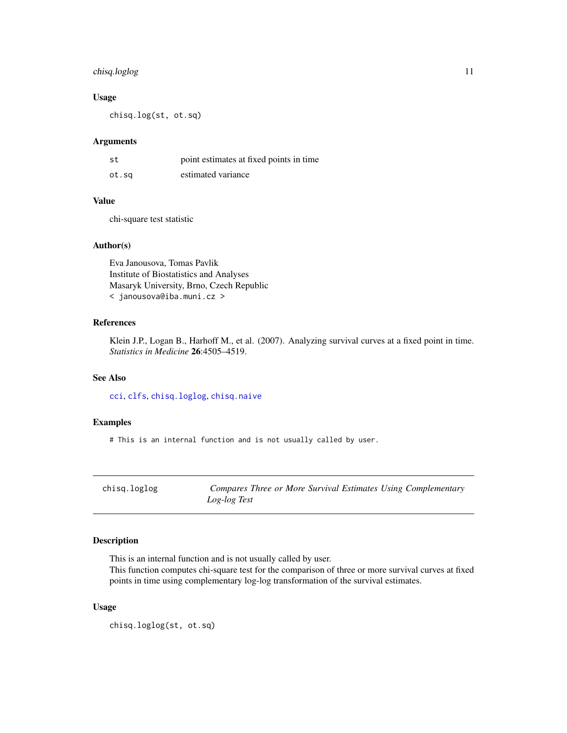### Usage

```
chisq.log(st, ot.sq)
```

### Arguments

| | |
|---|---|
| st | point estimates at fixed points in time |
| ot.sq | estimated variance |

### Value

chi-square test statistic

### Author(s)

Eva Janousova, Tomas Pavlik
Institute of Biostatistics and Analyses
Masaryk University, Brno, Czech Republic
< janousova@iba.muni.cz >

### References

Klein J.P., Logan B., Harhoff M., et al. (2007). Analyzing survival curves at a fixed point in time. *Statistics in Medicine* **26**:4505–4519.

### See Also

cci, clfs, chisq.loglog, chisq.naive

### Examples

```
# This is an internal function and is not usually called by user.
```

---

## chisq.loglog — *Compares Three or More Survival Estimates Using Complementary Log-log Test*

---

### Description

This is an internal function and is not usually called by user.
This function computes chi-square test for the comparison of three or more survival curves at fixed points in time using complementary log-log transformation of the survival estimates.

### Usage

```
chisq.loglog(st, ot.sq)
```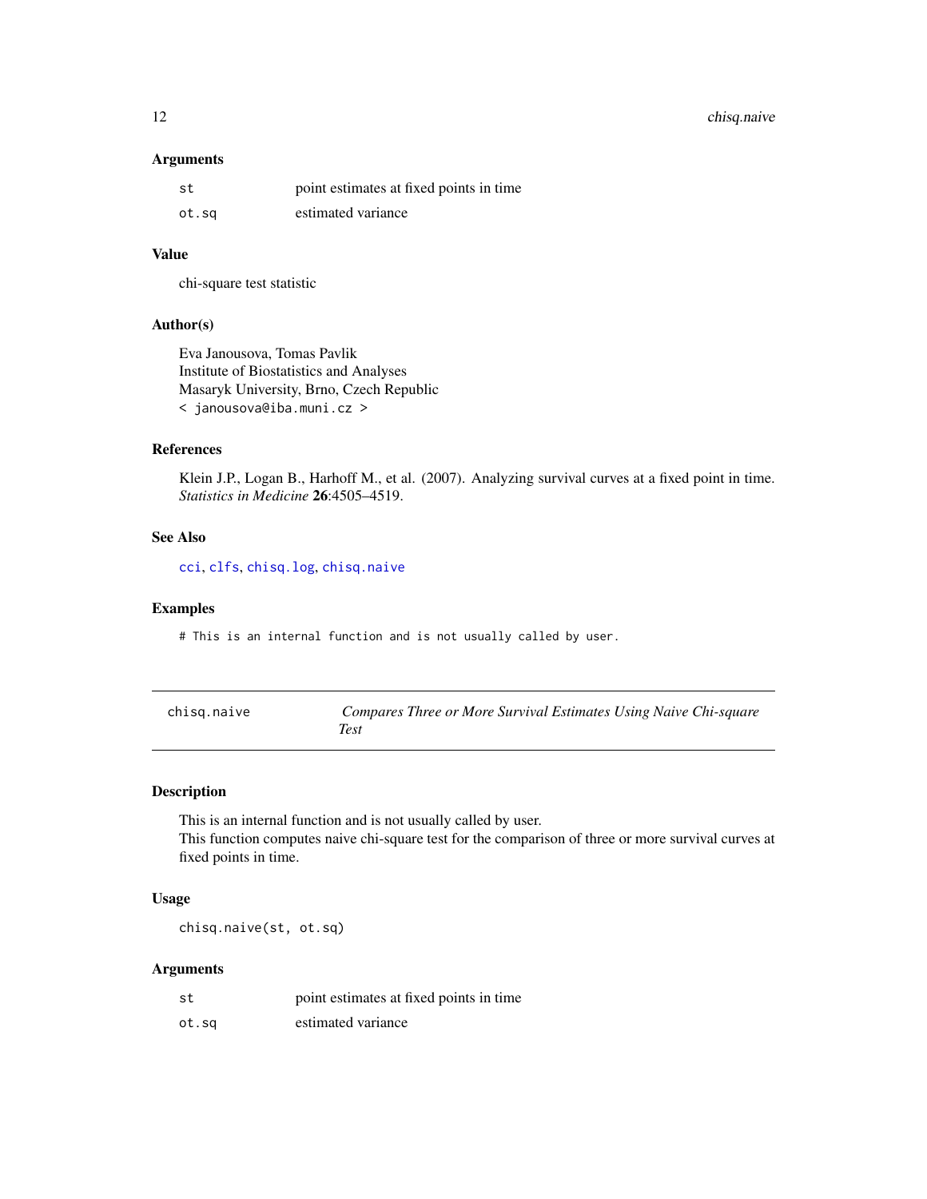### Arguments

| | |
|---|---|
| st | point estimates at fixed points in time |
| ot.sq | estimated variance |

### Value

chi-square test statistic

### Author(s)

Eva Janousova, Tomas Pavlik
Institute of Biostatistics and Analyses
Masaryk University, Brno, Czech Republic
< janousova@iba.muni.cz >

### References

Klein J.P., Logan B., Harhoff M., et al. (2007). Analyzing survival curves at a fixed point in time. *Statistics in Medicine* **26**:4505–4519.

### See Also

cci, clfs, chisq.log, chisq.naive

### Examples

```
# This is an internal function and is not usually called by user.
```

---

## chisq.naive — *Compares Three or More Survival Estimates Using Naive Chi-square Test*

---

### Description

This is an internal function and is not usually called by user.
This function computes naive chi-square test for the comparison of three or more survival curves at fixed points in time.

### Usage

```
chisq.naive(st, ot.sq)
```

### Arguments

| | |
|---|---|
| st | point estimates at fixed points in time |
| ot.sq | estimated variance |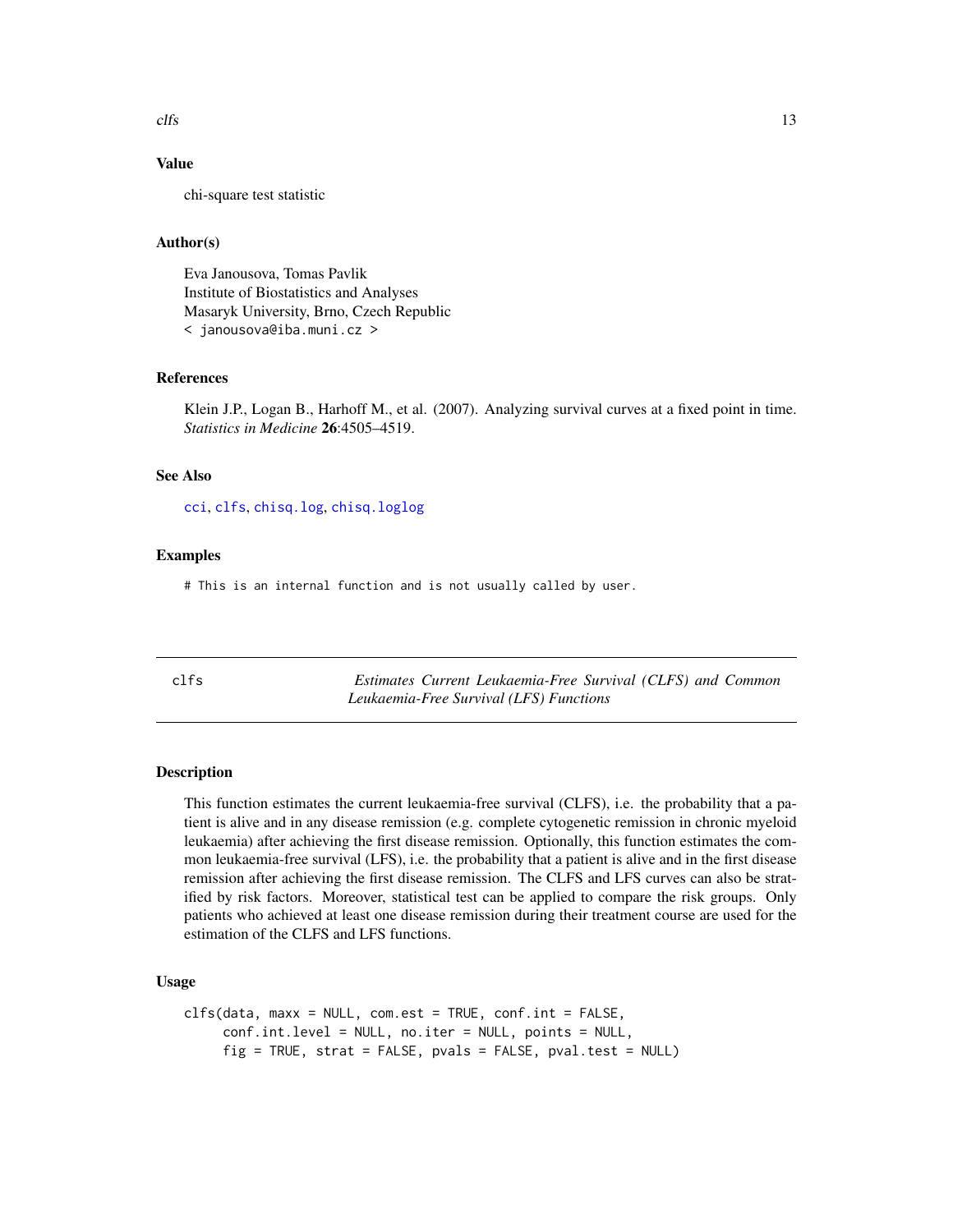### Value

chi-square test statistic

### Author(s)

Eva Janousova, Tomas Pavlik
Institute of Biostatistics and Analyses
Masaryk University, Brno, Czech Republic
< janousova@iba.muni.cz >

### References

Klein J.P., Logan B., Harhoff M., et al. (2007). Analyzing survival curves at a fixed point in time. *Statistics in Medicine* **26**:4505–4519.

### See Also

cci, clfs, chisq.log, chisq.loglog

### Examples

```
# This is an internal function and is not usually called by user.
```

---

## clfs — *Estimates Current Leukaemia-Free Survival (CLFS) and Common Leukaemia-Free Survival (LFS) Functions*

### Description

This function estimates the current leukaemia-free survival (CLFS), i.e. the probability that a patient is alive and in any disease remission (e.g. complete cytogenetic remission in chronic myeloid leukaemia) after achieving the first disease remission. Optionally, this function estimates the common leukaemia-free survival (LFS), i.e. the probability that a patient is alive and in the first disease remission after achieving the first disease remission. The CLFS and LFS curves can also be stratified by risk factors. Moreover, statistical test can be applied to compare the risk groups. Only patients who achieved at least one disease remission during their treatment course are used for the estimation of the CLFS and LFS functions.

### Usage

```
clfs(data, maxx = NULL, com.est = TRUE, conf.int = FALSE,
     conf.int.level = NULL, no.iter = NULL, points = NULL,
     fig = TRUE, strat = FALSE, pvals = FALSE, pval.test = NULL)
```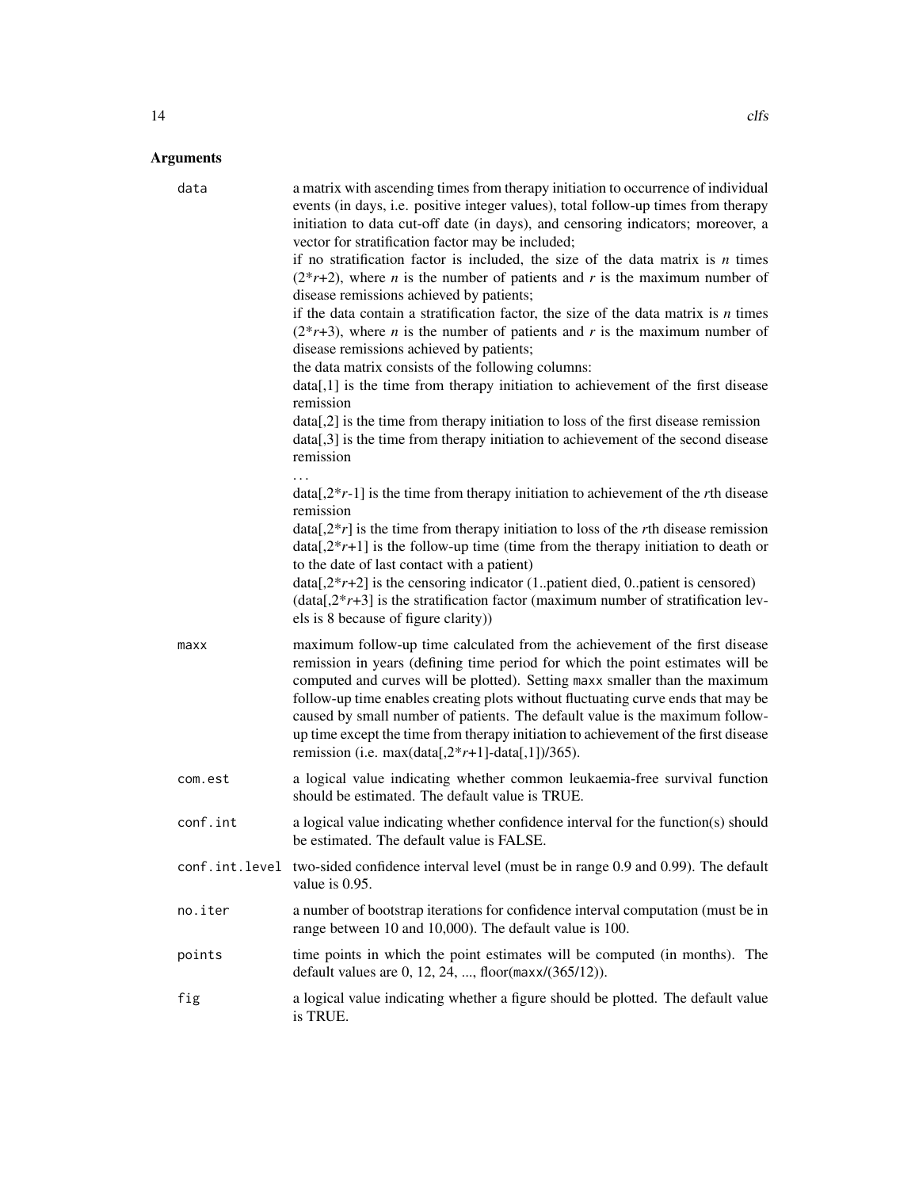## Arguments

**data**
: a matrix with ascending times from therapy initiation to occurrence of individual events (in days, i.e. positive integer values), total follow-up times from therapy initiation to data cut-off date (in days), and censoring indicators; moreover, a vector for stratification factor may be included;
if no stratification factor is included, the size of the data matrix is $n$ times $(2*r+2)$, where $n$ is the number of patients and $r$ is the maximum number of disease remissions achieved by patients;
if the data contain a stratification factor, the size of the data matrix is $n$ times $(2*r+3)$, where $n$ is the number of patients and $r$ is the maximum number of disease remissions achieved by patients;
the data matrix consists of the following columns:
data[,1] is the time from therapy initiation to achievement of the first disease remission
data[,2] is the time from therapy initiation to loss of the first disease remission
data[,3] is the time from therapy initiation to achievement of the second disease remission
...
data[,2\*$r$-1] is the time from therapy initiation to achievement of the $r$th disease remission
data[,2\*$r$] is the time from therapy initiation to loss of the $r$th disease remission
data[,2\*$r$+1] is the follow-up time (time from the therapy initiation to death or to the date of last contact with a patient)
data[,2\*$r$+2] is the censoring indicator (1..patient died, 0..patient is censored)
(data[,2\*$r$+3] is the stratification factor (maximum number of stratification levels is 8 because of figure clarity))

**maxx**
: maximum follow-up time calculated from the achievement of the first disease remission in years (defining time period for which the point estimates will be computed and curves will be plotted). Setting `maxx` smaller than the maximum follow-up time enables creating plots without fluctuating curve ends that may be caused by small number of patients. The default value is the maximum follow-up time except the time from therapy initiation to achievement of the first disease remission (i.e. max(data[,2\*$r$+1]-data[,1])/365).

**com.est**
: a logical value indicating whether common leukaemia-free survival function should be estimated. The default value is TRUE.

**conf.int**
: a logical value indicating whether confidence interval for the function(s) should be estimated. The default value is FALSE.

**conf.int.level**
: two-sided confidence interval level (must be in range 0.9 and 0.99). The default value is 0.95.

**no.iter**
: a number of bootstrap iterations for confidence interval computation (must be in range between 10 and 10,000). The default value is 100.

**points**
: time points in which the point estimates will be computed (in months). The default values are 0, 12, 24, ..., floor(`maxx`/(365/12)).

**fig**
: a logical value indicating whether a figure should be plotted. The default value is TRUE.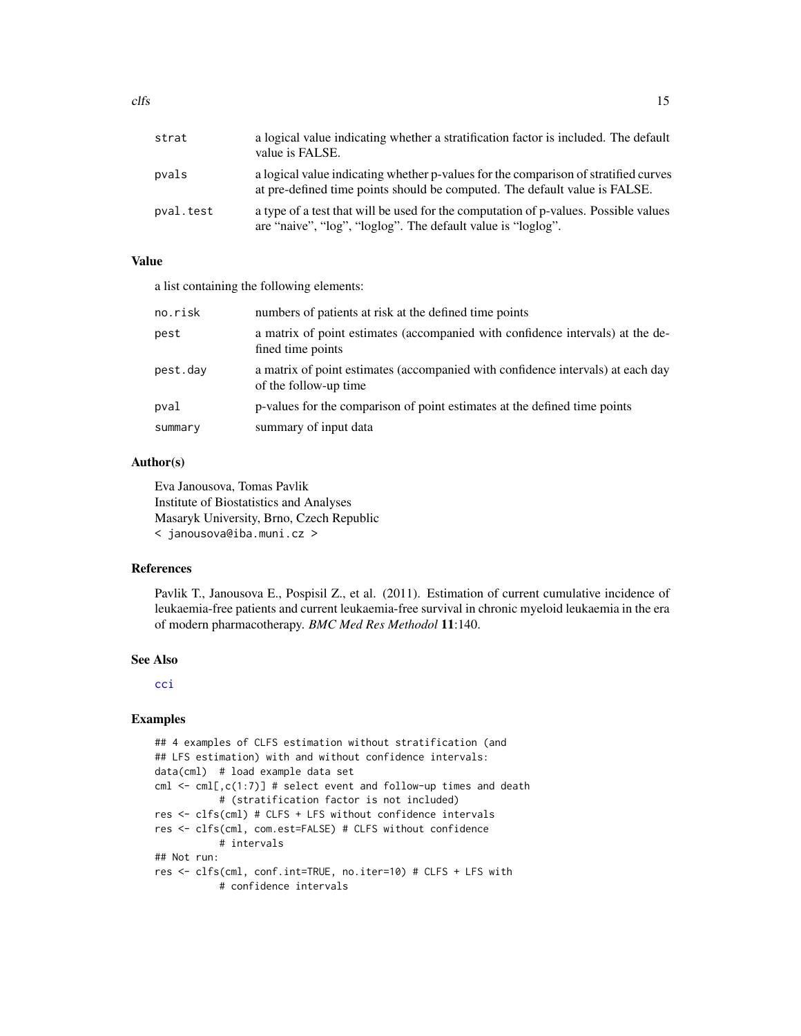| | |
|---|---|
| strat | a logical value indicating whether a stratification factor is included. The default value is FALSE. |
| pvals | a logical value indicating whether p-values for the comparison of stratified curves at pre-defined time points should be computed. The default value is FALSE. |
| pval.test | a type of a test that will be used for the computation of p-values. Possible values are "naive", "log", "loglog". The default value is "loglog". |

## Value

a list containing the following elements:

| | |
|---|---|
| no.risk | numbers of patients at risk at the defined time points |
| pest | a matrix of point estimates (accompanied with confidence intervals) at the defined time points |
| pest.day | a matrix of point estimates (accompanied with confidence intervals) at each day of the follow-up time |
| pval | p-values for the comparison of point estimates at the defined time points |
| summary | summary of input data |

## Author(s)

Eva Janousova, Tomas Pavlik
Institute of Biostatistics and Analyses
Masaryk University, Brno, Czech Republic
< janousova@iba.muni.cz >

## References

Pavlik T., Janousova E., Pospisil Z., et al. (2011). Estimation of current cumulative incidence of leukaemia-free patients and current leukaemia-free survival in chronic myeloid leukaemia in the era of modern pharmacotherapy. *BMC Med Res Methodol* **11**:140.

## See Also

cci

## Examples

```
## 4 examples of CLFS estimation without stratification (and
## LFS estimation) with and without confidence intervals:
data(cml)  # load example data set
cml <- cml[,c(1:7)] # select event and follow-up times and death
          # (stratification factor is not included)
res <- clfs(cml) # CLFS + LFS without confidence intervals
res <- clfs(cml, com.est=FALSE) # CLFS without confidence
          # intervals
## Not run:
res <- clfs(cml, conf.int=TRUE, no.iter=10) # CLFS + LFS with
          # confidence intervals
```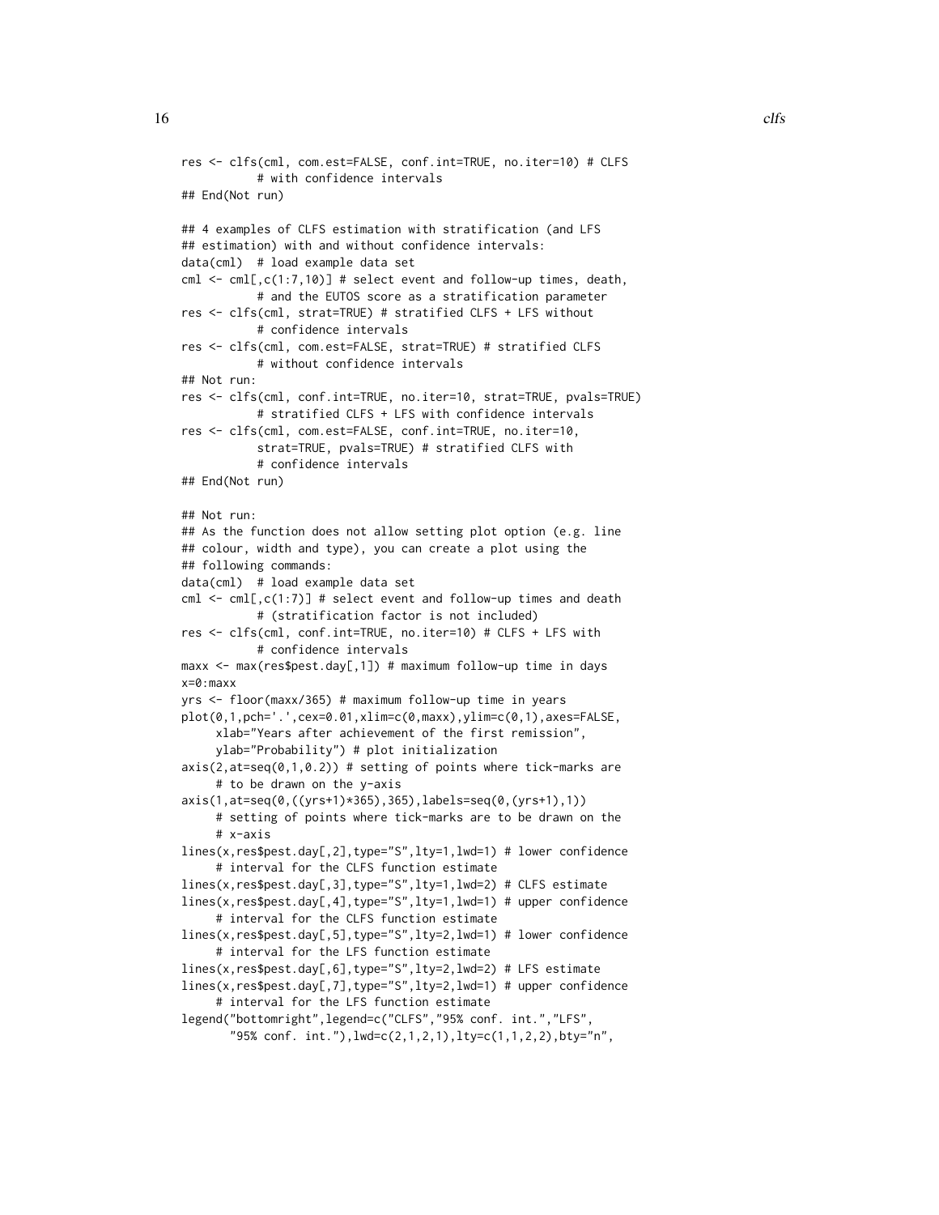```
res <- clfs(cml, com.est=FALSE, conf.int=TRUE, no.iter=10) # CLFS
          # with confidence intervals
## End(Not run)

## 4 examples of CLFS estimation with stratification (and LFS
## estimation) with and without confidence intervals:
data(cml)  # load example data set
cml <- cml[,c(1:7,10)] # select event and follow-up times, death,
          # and the EUTOS score as a stratification parameter
res <- clfs(cml, strat=TRUE) # stratified CLFS + LFS without
          # confidence intervals
res <- clfs(cml, com.est=FALSE, strat=TRUE) # stratified CLFS
          # without confidence intervals
## Not run:
res <- clfs(cml, conf.int=TRUE, no.iter=10, strat=TRUE, pvals=TRUE)
          # stratified CLFS + LFS with confidence intervals
res <- clfs(cml, com.est=FALSE, conf.int=TRUE, no.iter=10,
          strat=TRUE, pvals=TRUE) # stratified CLFS with
          # confidence intervals
## End(Not run)

## Not run:
## As the function does not allow setting plot option (e.g. line
## colour, width and type), you can create a plot using the
## following commands:
data(cml)  # load example data set
cml <- cml[,c(1:7)] # select event and follow-up times and death
          # (stratification factor is not included)
res <- clfs(cml, conf.int=TRUE, no.iter=10) # CLFS + LFS with
          # confidence intervals
maxx <- max(res$pest.day[,1]) # maximum follow-up time in days
x=0:maxx
yrs <- floor(maxx/365) # maximum follow-up time in years
plot(0,1,pch='.',cex=0.01,xlim=c(0,maxx),ylim=c(0,1),axes=FALSE,
     xlab="Years after achievement of the first remission",
     ylab="Probability") # plot initialization
axis(2,at=seq(0,1,0.2)) # setting of points where tick-marks are
     # to be drawn on the y-axis
axis(1,at=seq(0,((yrs+1)*365),365),labels=seq(0,(yrs+1),1))
     # setting of points where tick-marks are to be drawn on the
     # x-axis
lines(x,res$pest.day[,2],type="S",lty=1,lwd=1) # lower confidence
     # interval for the CLFS function estimate
lines(x,res$pest.day[,3],type="S",lty=1,lwd=2) # CLFS estimate
lines(x,res$pest.day[,4],type="S",lty=1,lwd=1) # upper confidence
     # interval for the CLFS function estimate
lines(x,res$pest.day[,5],type="S",lty=2,lwd=1) # lower confidence
     # interval for the LFS function estimate
lines(x,res$pest.day[,6],type="S",lty=2,lwd=2) # LFS estimate
lines(x,res$pest.day[,7],type="S",lty=2,lwd=1) # upper confidence
     # interval for the LFS function estimate
legend("bottomright",legend=c("CLFS","95% conf. int.","LFS",
       "95% conf. int."),lwd=c(2,1,2,1),lty=c(1,1,2,2),bty="n",
```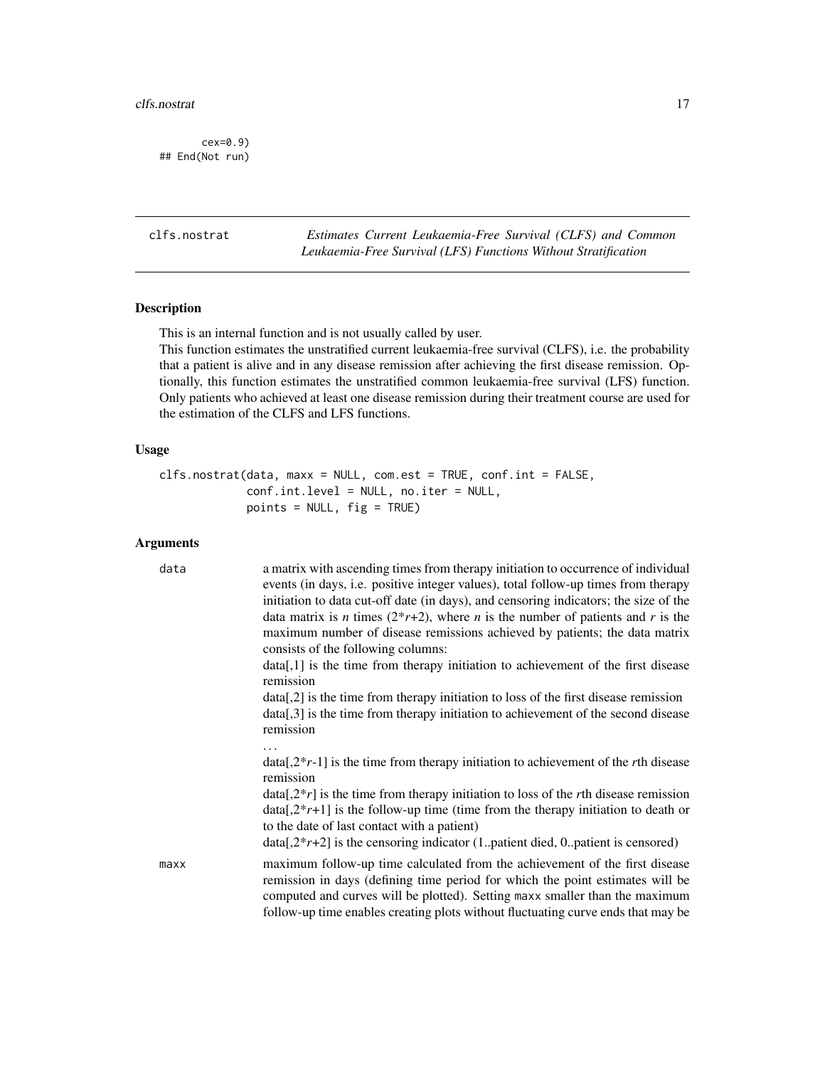```
       cex=0.9)
## End(Not run)
```

---

## clfs.nostrat — *Estimates Current Leukaemia-Free Survival (CLFS) and Common Leukaemia-Free Survival (LFS) Functions Without Stratification*

### Description

This is an internal function and is not usually called by user.

This function estimates the unstratified current leukaemia-free survival (CLFS), i.e. the probability that a patient is alive and in any disease remission after achieving the first disease remission. Optionally, this function estimates the unstratified common leukaemia-free survival (LFS) function. Only patients who achieved at least one disease remission during their treatment course are used for the estimation of the CLFS and LFS functions.

### Usage

```
clfs.nostrat(data, maxx = NULL, com.est = TRUE, conf.int = FALSE,
             conf.int.level = NULL, no.iter = NULL,
             points = NULL, fig = TRUE)
```

### Arguments

`data` a matrix with ascending times from therapy initiation to occurrence of individual events (in days, i.e. positive integer values), total follow-up times from therapy initiation to data cut-off date (in days), and censoring indicators; the size of the data matrix is $n$ times ($2*r+2$), where $n$ is the number of patients and $r$ is the maximum number of disease remissions achieved by patients; the data matrix consists of the following columns:

data[,1] is the time from therapy initiation to achievement of the first disease remission

data[,2] is the time from therapy initiation to loss of the first disease remission

data[,3] is the time from therapy initiation to achievement of the second disease remission

...

data[,2*$r$-1] is the time from therapy initiation to achievement of the $r$th disease remission

data[,2*$r$] is the time from therapy initiation to loss of the $r$th disease remission

data[,2*$r$+1] is the follow-up time (time from the therapy initiation to death or to the date of last contact with a patient)

data[,2*$r$+2] is the censoring indicator (1..patient died, 0..patient is censored)

`maxx` maximum follow-up time calculated from the achievement of the first disease remission in days (defining time period for which the point estimates will be computed and curves will be plotted). Setting `maxx` smaller than the maximum follow-up time enables creating plots without fluctuating curve ends that may be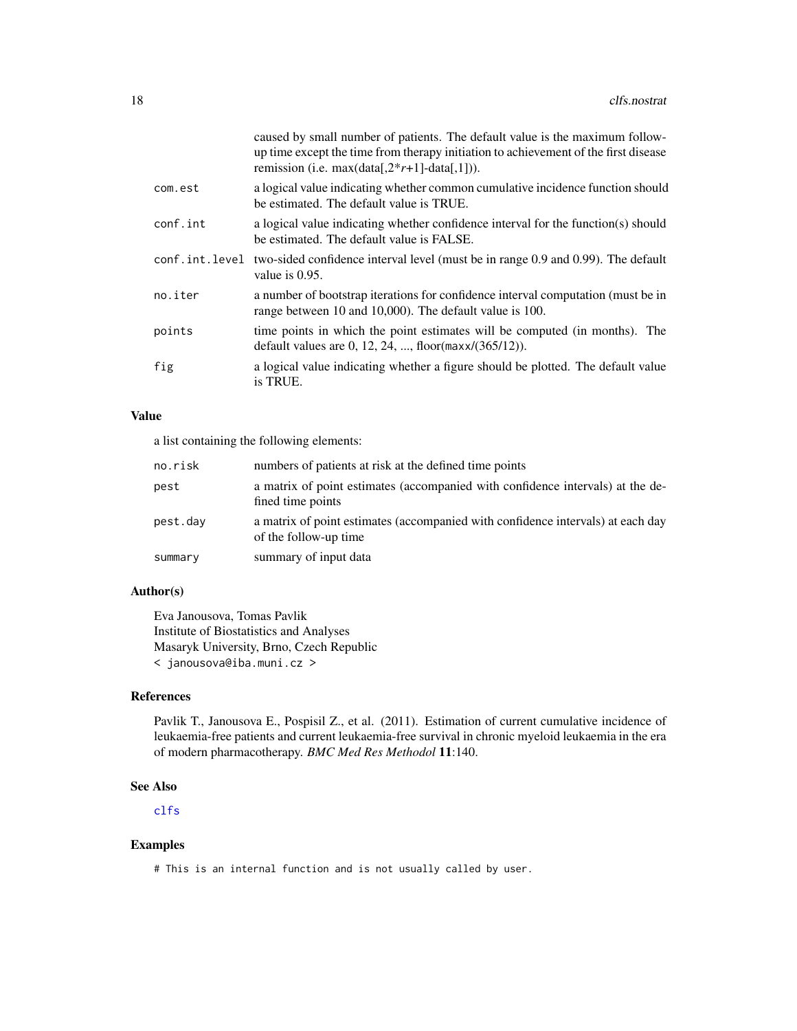| | |
|---|---|
| | caused by small number of patients. The default value is the maximum follow-up time except the time from therapy initiation to achievement of the first disease remission (i.e. max(data[,2*$r$+1]-data[,1])). |
| com.est | a logical value indicating whether common cumulative incidence function should be estimated. The default value is TRUE. |
| conf.int | a logical value indicating whether confidence interval for the function(s) should be estimated. The default value is FALSE. |
| conf.int.level | two-sided confidence interval level (must be in range 0.9 and 0.99). The default value is 0.95. |
| no.iter | a number of bootstrap iterations for confidence interval computation (must be in range between 10 and 10,000). The default value is 100. |
| points | time points in which the point estimates will be computed (in months). The default values are 0, 12, 24, ..., floor(maxx/(365/12)). |
| fig | a logical value indicating whether a figure should be plotted. The default value is TRUE. |

## Value

a list containing the following elements:

| | |
|---|---|
| no.risk | numbers of patients at risk at the defined time points |
| pest | a matrix of point estimates (accompanied with confidence intervals) at the defined time points |
| pest.day | a matrix of point estimates (accompanied with confidence intervals) at each day of the follow-up time |
| summary | summary of input data |

## Author(s)

Eva Janousova, Tomas Pavlik
Institute of Biostatistics and Analyses
Masaryk University, Brno, Czech Republic
< janousova@iba.muni.cz >

## References

Pavlik T., Janousova E., Pospisil Z., et al. (2011). Estimation of current cumulative incidence of leukaemia-free patients and current leukaemia-free survival in chronic myeloid leukaemia in the era of modern pharmacotherapy. *BMC Med Res Methodol* **11**:140.

## See Also

clfs

## Examples

```
# This is an internal function and is not usually called by user.
```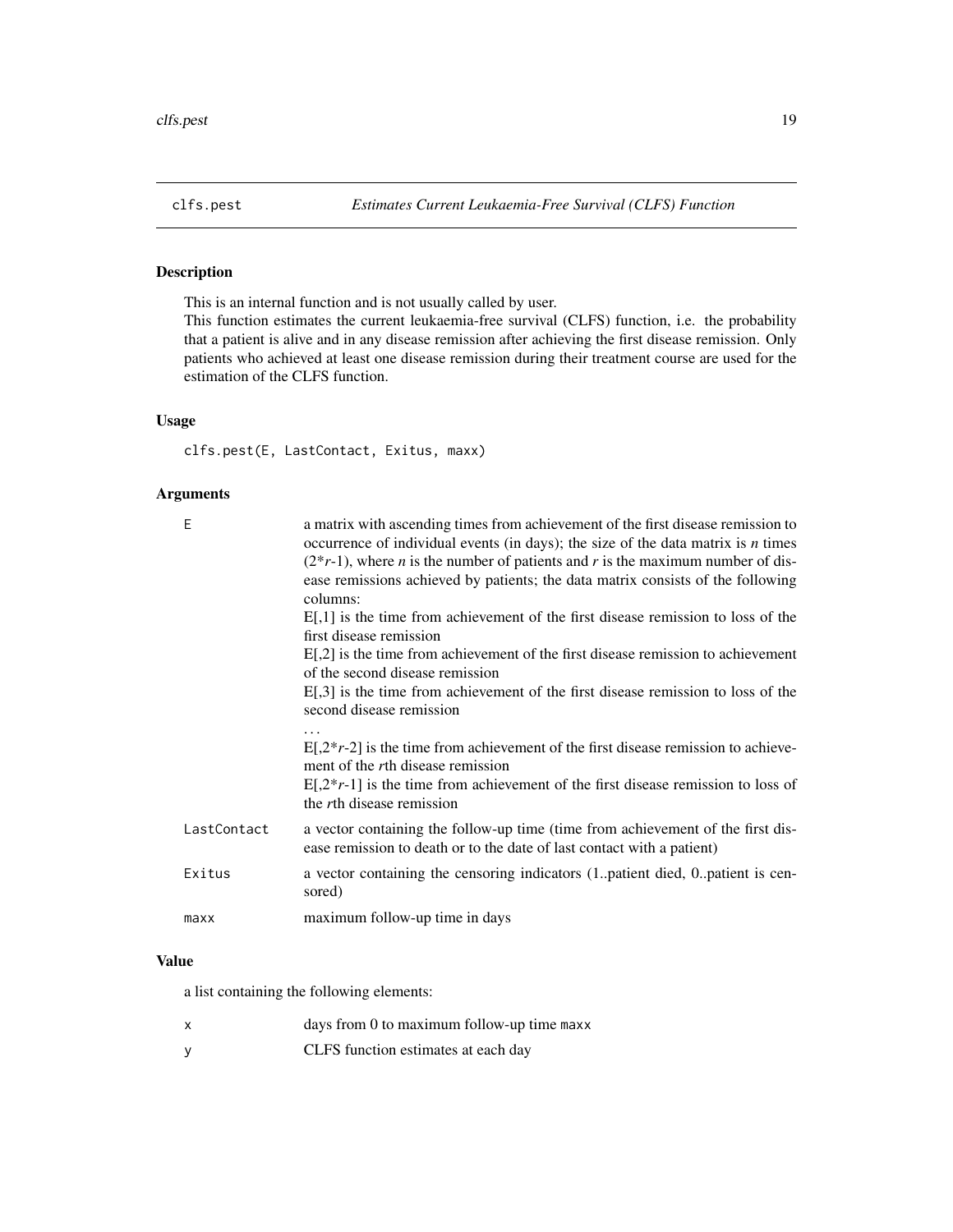clfs.pest *Estimates Current Leukaemia-Free Survival (CLFS) Function*

## Description

This is an internal function and is not usually called by user.
This function estimates the current leukaemia-free survival (CLFS) function, i.e. the probability that a patient is alive and in any disease remission after achieving the first disease remission. Only patients who achieved at least one disease remission during their treatment course are used for the estimation of the CLFS function.

## Usage

```
clfs.pest(E, LastContact, Exitus, maxx)
```

## Arguments

| | |
|---|---|
| `E` | a matrix with ascending times from achievement of the first disease remission to occurrence of individual events (in days); the size of the data matrix is $n$ times $(2*r-1)$, where $n$ is the number of patients and $r$ is the maximum number of disease remissions achieved by patients; the data matrix consists of the following columns:<br>E[,1] is the time from achievement of the first disease remission to loss of the first disease remission<br>E[,2] is the time from achievement of the first disease remission to achievement of the second disease remission<br>E[,3] is the time from achievement of the first disease remission to loss of the second disease remission<br>...<br>E[,2\*$r$-2] is the time from achievement of the first disease remission to achievement of the $r$th disease remission<br>E[,2\*$r$-1] is the time from achievement of the first disease remission to loss of the $r$th disease remission |
| `LastContact` | a vector containing the follow-up time (time from achievement of the first disease remission to death or to the date of last contact with a patient) |
| `Exitus` | a vector containing the censoring indicators (1..patient died, 0..patient is censored) |
| `maxx` | maximum follow-up time in days |

## Value

a list containing the following elements:

| | |
|---|---|
| `x` | days from 0 to maximum follow-up time `maxx` |
| `y` | CLFS function estimates at each day |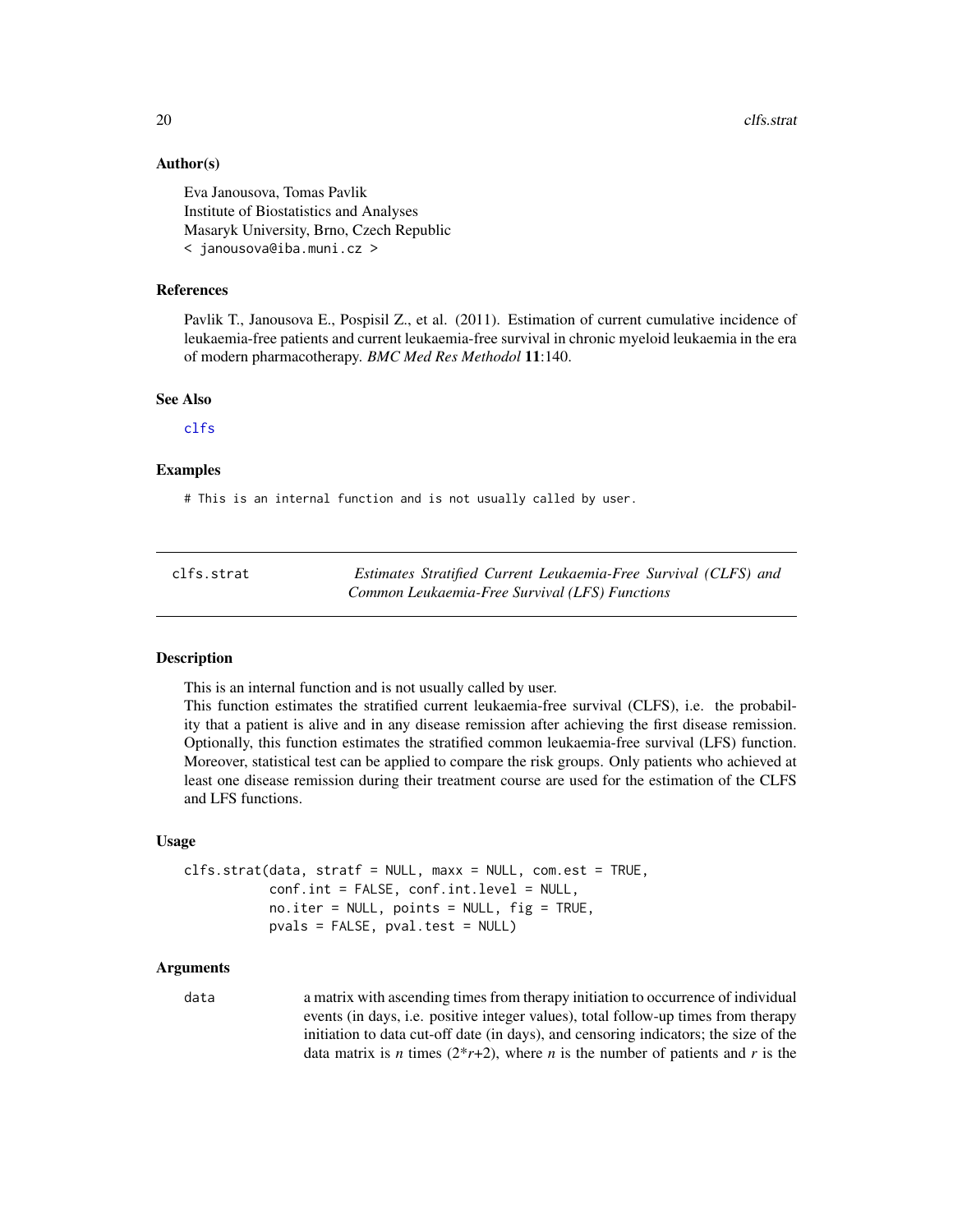### Author(s)

Eva Janousova, Tomas Pavlik
Institute of Biostatistics and Analyses
Masaryk University, Brno, Czech Republic
< janousova@iba.muni.cz >

### References

Pavlik T., Janousova E., Pospisil Z., et al. (2011). Estimation of current cumulative incidence of leukaemia-free patients and current leukaemia-free survival in chronic myeloid leukaemia in the era of modern pharmacotherapy. *BMC Med Res Methodol* **11**:140.

### See Also

clfs

### Examples

```
# This is an internal function and is not usually called by user.
```

---

## clfs.strat — *Estimates Stratified Current Leukaemia-Free Survival (CLFS) and Common Leukaemia-Free Survival (LFS) Functions*

### Description

This is an internal function and is not usually called by user.
This function estimates the stratified current leukaemia-free survival (CLFS), i.e. the probability that a patient is alive and in any disease remission after achieving the first disease remission. Optionally, this function estimates the stratified common leukaemia-free survival (LFS) function. Moreover, statistical test can be applied to compare the risk groups. Only patients who achieved at least one disease remission during their treatment course are used for the estimation of the CLFS and LFS functions.

### Usage

```
clfs.strat(data, stratf = NULL, maxx = NULL, com.est = TRUE,
           conf.int = FALSE, conf.int.level = NULL,
           no.iter = NULL, points = NULL, fig = TRUE,
           pvals = FALSE, pval.test = NULL)
```

### Arguments

`data` a matrix with ascending times from therapy initiation to occurrence of individual events (in days, i.e. positive integer values), total follow-up times from therapy initiation to data cut-off date (in days), and censoring indicators; the size of the data matrix is $n$ times ($2*r+2$), where $n$ is the number of patients and $r$ is the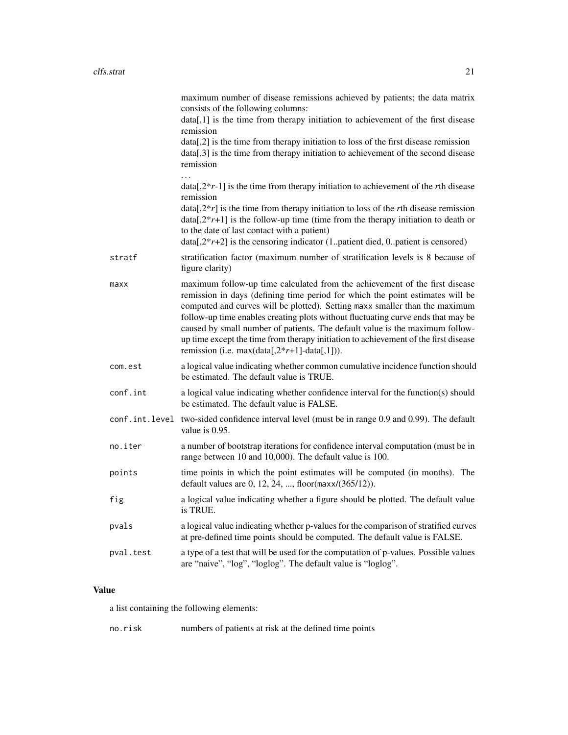maximum number of disease remissions achieved by patients; the data matrix consists of the following columns:
data[,1] is the time from therapy initiation to achievement of the first disease remission
data[,2] is the time from therapy initiation to loss of the first disease remission
data[,3] is the time from therapy initiation to achievement of the second disease remission
...
data[,2*r-1] is the time from therapy initiation to achievement of the *r*th disease remission
data[,2*r] is the time from therapy initiation to loss of the *r*th disease remission
data[,2*r+1] is the follow-up time (time from the therapy initiation to death or to the date of last contact with a patient)
data[,2*r+2] is the censoring indicator (1..patient died, 0..patient is censored)

`stratf`
: stratification factor (maximum number of stratification levels is 8 because of figure clarity)

`maxx`
: maximum follow-up time calculated from the achievement of the first disease remission in days (defining time period for which the point estimates will be computed and curves will be plotted). Setting `maxx` smaller than the maximum follow-up time enables creating plots without fluctuating curve ends that may be caused by small number of patients. The default value is the maximum follow-up time except the time from therapy initiation to achievement of the first disease remission (i.e. max(data[,2*r+1]-data[,1])).

`com.est`
: a logical value indicating whether common cumulative incidence function should be estimated. The default value is TRUE.

`conf.int`
: a logical value indicating whether confidence interval for the function(s) should be estimated. The default value is FALSE.

`conf.int.level`
: two-sided confidence interval level (must be in range 0.9 and 0.99). The default value is 0.95.

`no.iter`
: a number of bootstrap iterations for confidence interval computation (must be in range between 10 and 10,000). The default value is 100.

`points`
: time points in which the point estimates will be computed (in months). The default values are 0, 12, 24, ..., floor(`maxx`/(365/12)).

`fig`
: a logical value indicating whether a figure should be plotted. The default value is TRUE.

`pvals`
: a logical value indicating whether p-values for the comparison of stratified curves at pre-defined time points should be computed. The default value is FALSE.

`pval.test`
: a type of a test that will be used for the computation of p-values. Possible values are "naive", "log", "loglog". The default value is "loglog".

## Value

a list containing the following elements:

`no.risk`
: numbers of patients at risk at the defined time points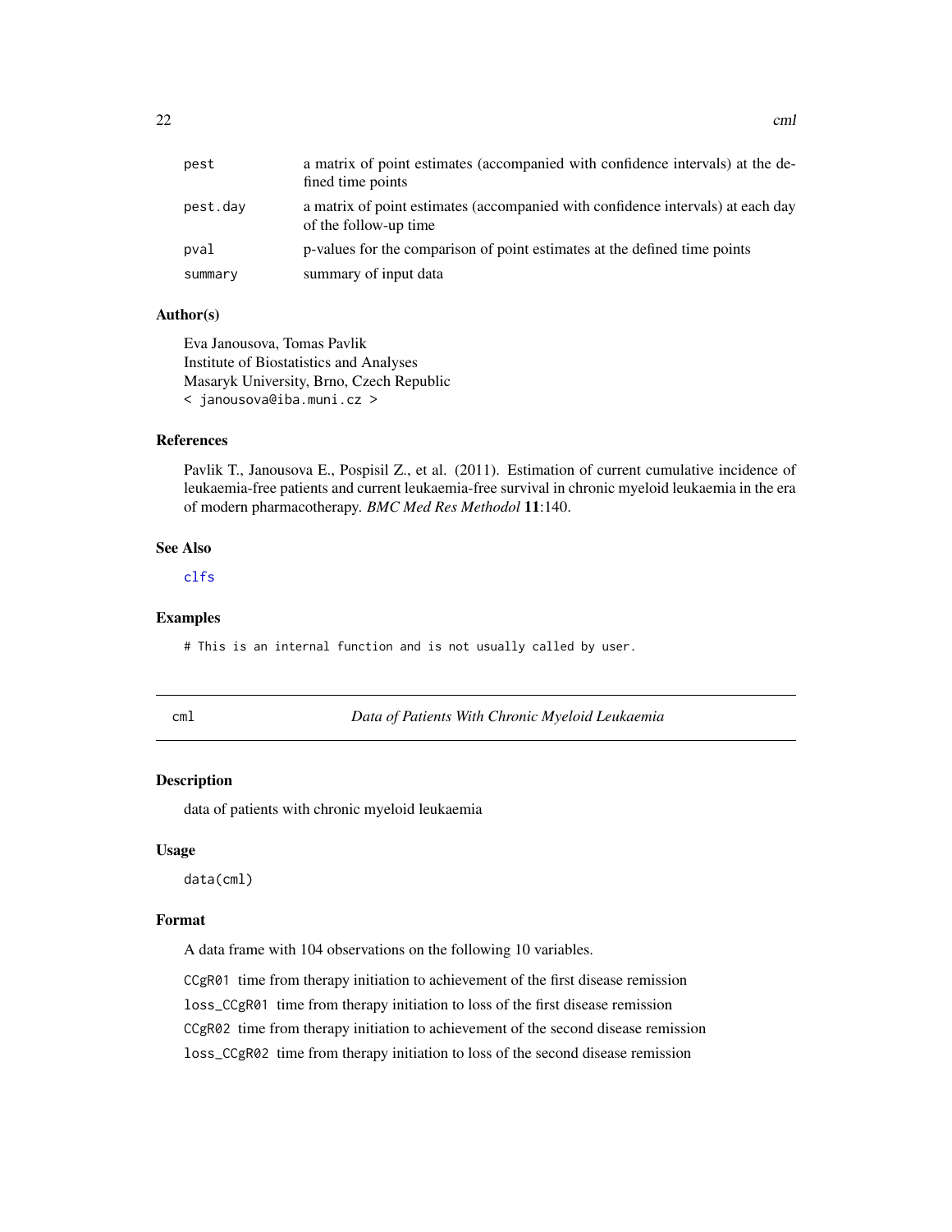| | |
|---|---|
| pest | a matrix of point estimates (accompanied with confidence intervals) at the defined time points |
| pest.day | a matrix of point estimates (accompanied with confidence intervals) at each day of the follow-up time |
| pval | p-values for the comparison of point estimates at the defined time points |
| summary | summary of input data |

### Author(s)

Eva Janousova, Tomas Pavlik
Institute of Biostatistics and Analyses
Masaryk University, Brno, Czech Republic
< janousova@iba.muni.cz >

### References

Pavlik T., Janousova E., Pospisil Z., et al. (2011). Estimation of current cumulative incidence of leukaemia-free patients and current leukaemia-free survival in chronic myeloid leukaemia in the era of modern pharmacotherapy. *BMC Med Res Methodol* **11**:140.

### See Also

clfs

### Examples

```
# This is an internal function and is not usually called by user.
```

## cml — *Data of Patients With Chronic Myeloid Leukaemia*

### Description

data of patients with chronic myeloid leukaemia

### Usage

```
data(cml)
```

### Format

A data frame with 104 observations on the following 10 variables.

- `CCgR01` time from therapy initiation to achievement of the first disease remission
- `loss_CCgR01` time from therapy initiation to loss of the first disease remission
- `CCgR02` time from therapy initiation to achievement of the second disease remission
- `loss_CCgR02` time from therapy initiation to loss of the second disease remission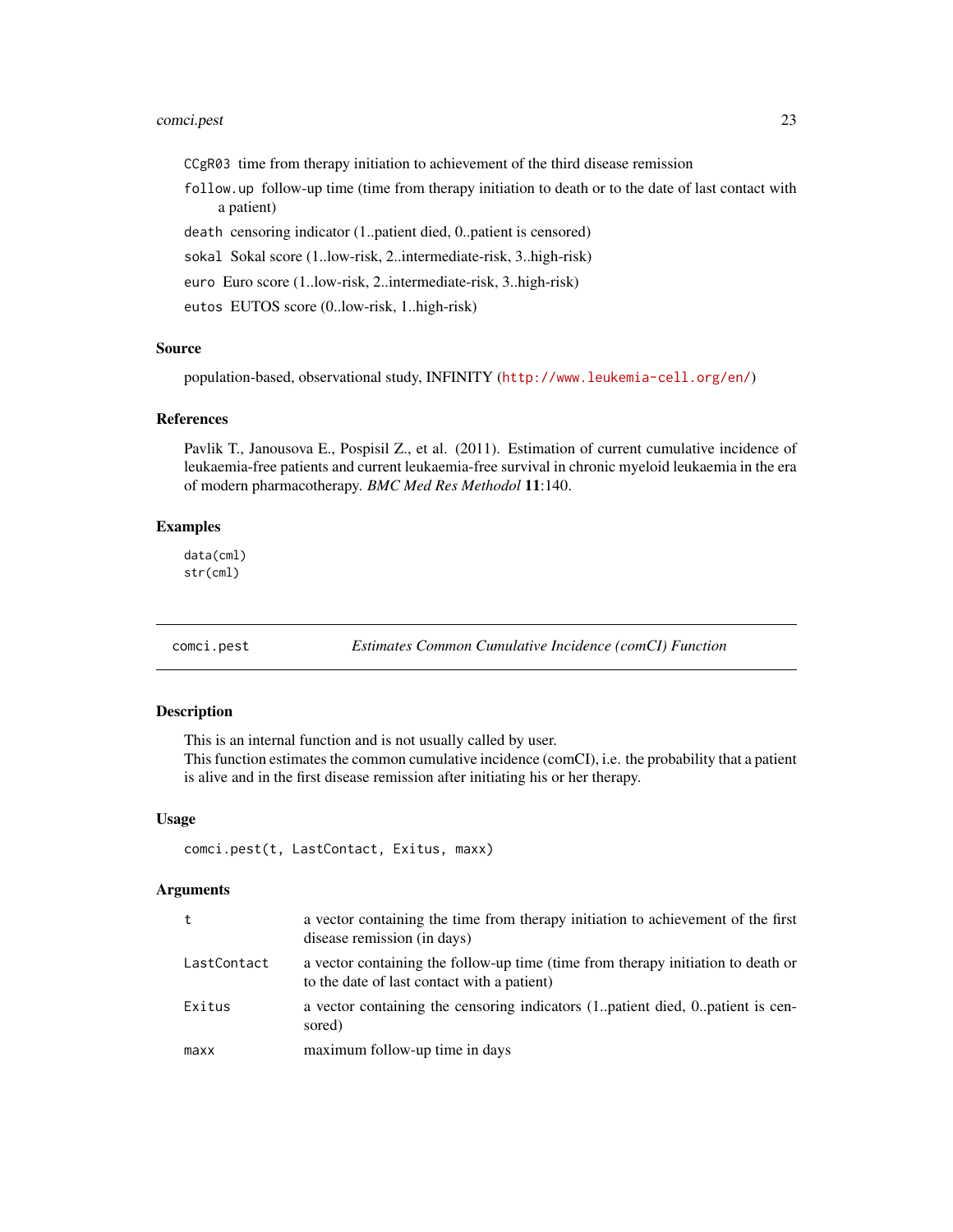`CCgR03` time from therapy initiation to achievement of the third disease remission

`follow.up` follow-up time (time from therapy initiation to death or to the date of last contact with a patient)

`death` censoring indicator (1..patient died, 0..patient is censored)

`sokal` Sokal score (1..low-risk, 2..intermediate-risk, 3..high-risk)

`euro` Euro score (1..low-risk, 2..intermediate-risk, 3..high-risk)

`eutos` EUTOS score (0..low-risk, 1..high-risk)

### Source

population-based, observational study, INFINITY (http://www.leukemia-cell.org/en/)

### References

Pavlik T., Janousova E., Pospisil Z., et al. (2011). Estimation of current cumulative incidence of leukaemia-free patients and current leukaemia-free survival in chronic myeloid leukaemia in the era of modern pharmacotherapy. *BMC Med Res Methodol* **11**:140.

### Examples

```
data(cml)
str(cml)
```

---

## comci.pest — *Estimates Common Cumulative Incidence (comCI) Function*

---

### Description

This is an internal function and is not usually called by user.
This function estimates the common cumulative incidence (comCI), i.e. the probability that a patient is alive and in the first disease remission after initiating his or her therapy.

### Usage

```
comci.pest(t, LastContact, Exitus, maxx)
```

### Arguments

| | |
|---|---|
| `t` | a vector containing the time from therapy initiation to achievement of the first disease remission (in days) |
| `LastContact` | a vector containing the follow-up time (time from therapy initiation to death or to the date of last contact with a patient) |
| `Exitus` | a vector containing the censoring indicators (1..patient died, 0..patient is censored) |
| `maxx` | maximum follow-up time in days |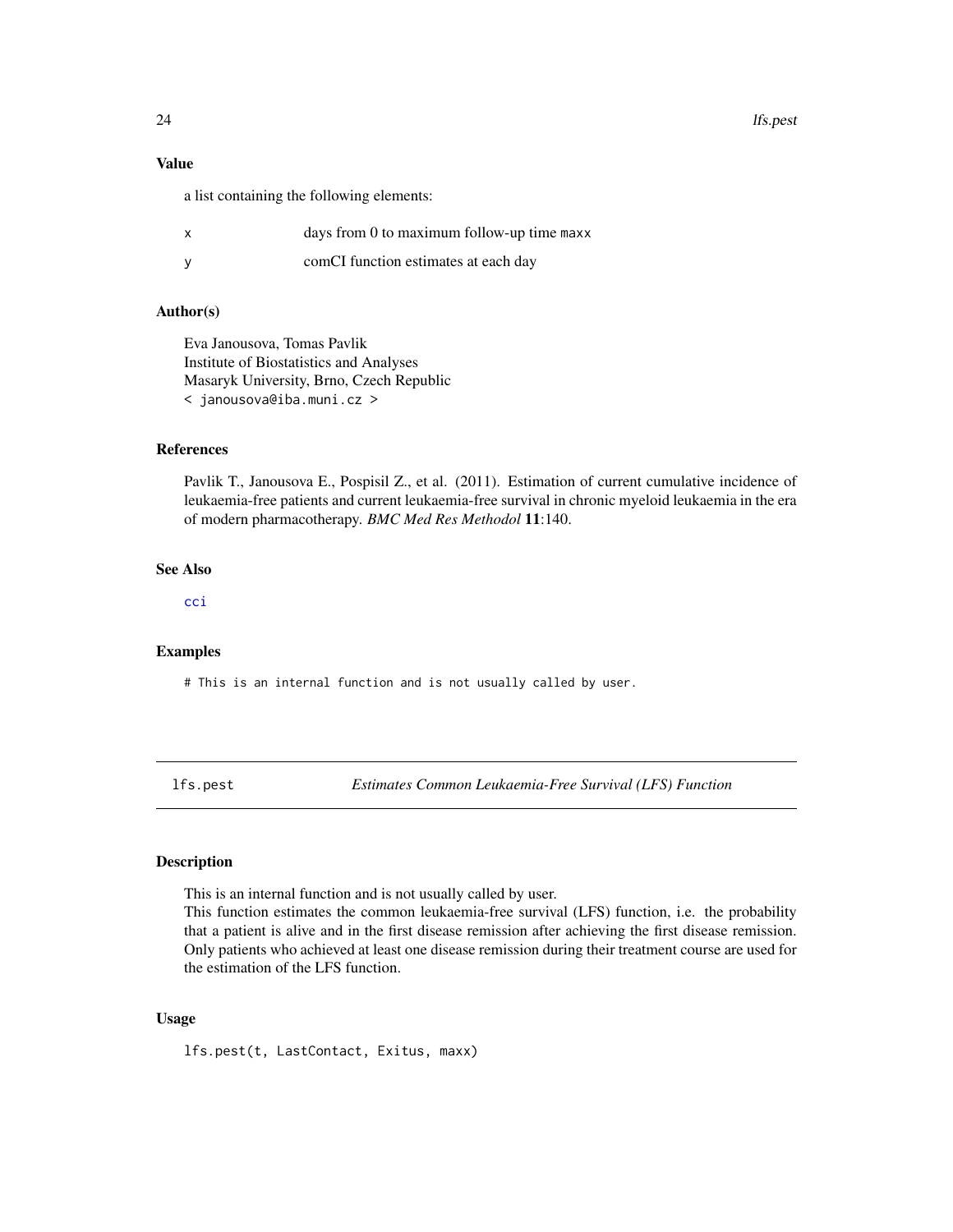### Value

a list containing the following elements:

| | |
|---|---|
| x | days from 0 to maximum follow-up time `maxx` |
| y | comCI function estimates at each day |

### Author(s)

Eva Janousova, Tomas Pavlik
Institute of Biostatistics and Analyses
Masaryk University, Brno, Czech Republic
`< janousova@iba.muni.cz >`

### References

Pavlik T., Janousova E., Pospisil Z., et al. (2011). Estimation of current cumulative incidence of leukaemia-free patients and current leukaemia-free survival in chronic myeloid leukaemia in the era of modern pharmacotherapy. *BMC Med Res Methodol* **11**:140.

### See Also

`cci`

### Examples

```
# This is an internal function and is not usually called by user.
```

---

## lfs.pest — *Estimates Common Leukaemia-Free Survival (LFS) Function*

---

### Description

This is an internal function and is not usually called by user.
This function estimates the common leukaemia-free survival (LFS) function, i.e. the probability that a patient is alive and in the first disease remission after achieving the first disease remission. Only patients who achieved at least one disease remission during their treatment course are used for the estimation of the LFS function.

### Usage

```
lfs.pest(t, LastContact, Exitus, maxx)
```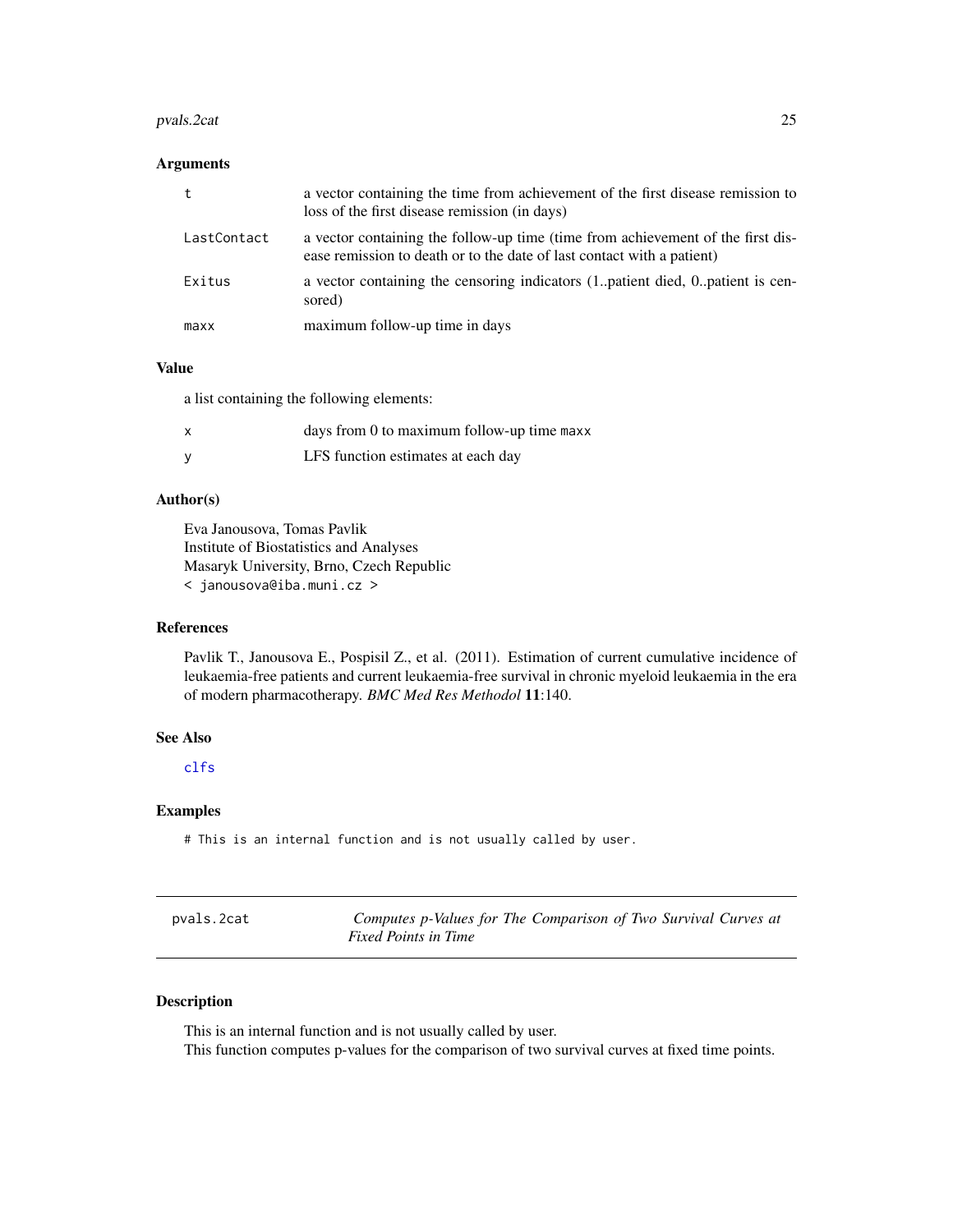### Arguments

| | |
|---|---|
| `t` | a vector containing the time from achievement of the first disease remission to loss of the first disease remission (in days) |
| `LastContact` | a vector containing the follow-up time (time from achievement of the first disease remission to death or to the date of last contact with a patient) |
| `Exitus` | a vector containing the censoring indicators (1..patient died, 0..patient is censored) |
| `maxx` | maximum follow-up time in days |

### Value

a list containing the following elements:

| | |
|---|---|
| `x` | days from 0 to maximum follow-up time `maxx` |
| `y` | LFS function estimates at each day |

### Author(s)

Eva Janousova, Tomas Pavlik
Institute of Biostatistics and Analyses
Masaryk University, Brno, Czech Republic
< janousova@iba.muni.cz >

### References

Pavlik T., Janousova E., Pospisil Z., et al. (2011). Estimation of current cumulative incidence of leukaemia-free patients and current leukaemia-free survival in chronic myeloid leukaemia in the era of modern pharmacotherapy. *BMC Med Res Methodol* **11**:140.

### See Also

`clfs`

### Examples

```
# This is an internal function and is not usually called by user.
```

---

## `pvals.2cat` — *Computes p-Values for The Comparison of Two Survival Curves at Fixed Points in Time*

---

### Description

This is an internal function and is not usually called by user.
This function computes p-values for the comparison of two survival curves at fixed time points.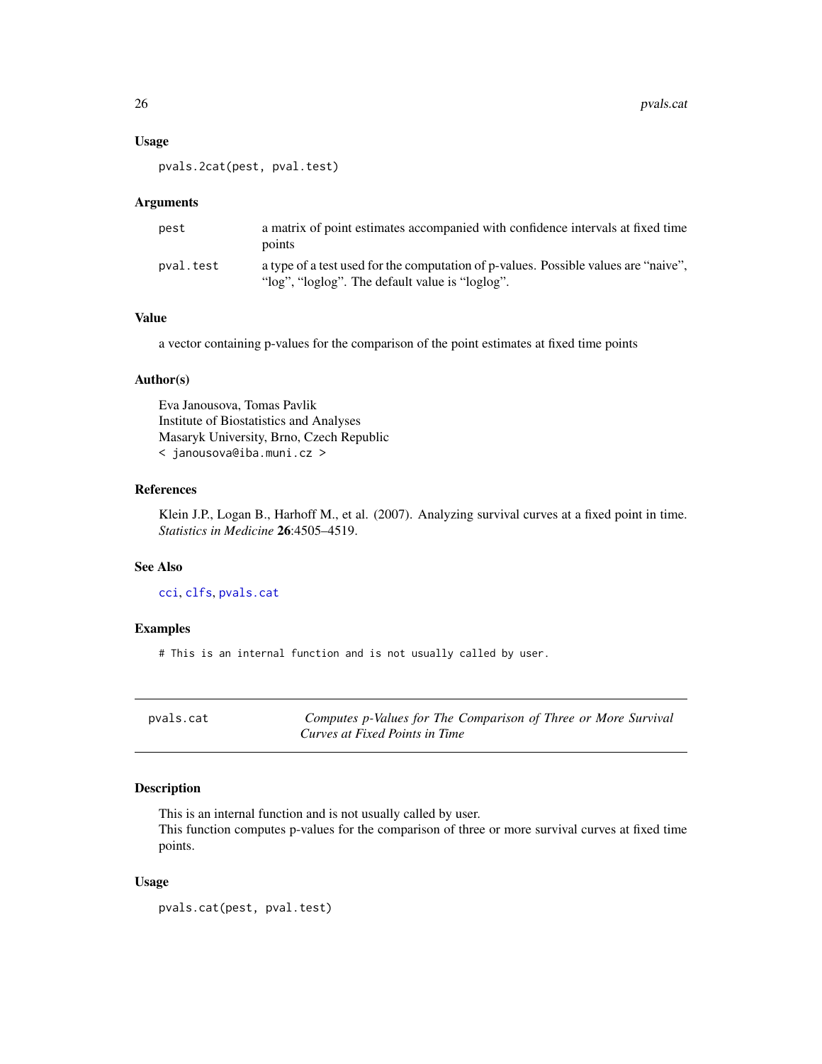### Usage

```
pvals.2cat(pest, pval.test)
```

### Arguments

| | |
|---|---|
| `pest` | a matrix of point estimates accompanied with confidence intervals at fixed time points |
| `pval.test` | a type of a test used for the computation of p-values. Possible values are “naive”, “log”, “loglog”. The default value is “loglog”. |

### Value

a vector containing p-values for the comparison of the point estimates at fixed time points

### Author(s)

Eva Janousova, Tomas Pavlik
Institute of Biostatistics and Analyses
Masaryk University, Brno, Czech Republic
`< janousova@iba.muni.cz >`

### References

Klein J.P., Logan B., Harhoff M., et al. (2007). Analyzing survival curves at a fixed point in time. *Statistics in Medicine* **26**:4505–4519.

### See Also

`cci`, `clfs`, `pvals.cat`

### Examples

```
# This is an internal function and is not usually called by user.
```

---

## pvals.cat — *Computes p-Values for The Comparison of Three or More Survival Curves at Fixed Points in Time*

### Description

This is an internal function and is not usually called by user.
This function computes p-values for the comparison of three or more survival curves at fixed time points.

### Usage

```
pvals.cat(pest, pval.test)
```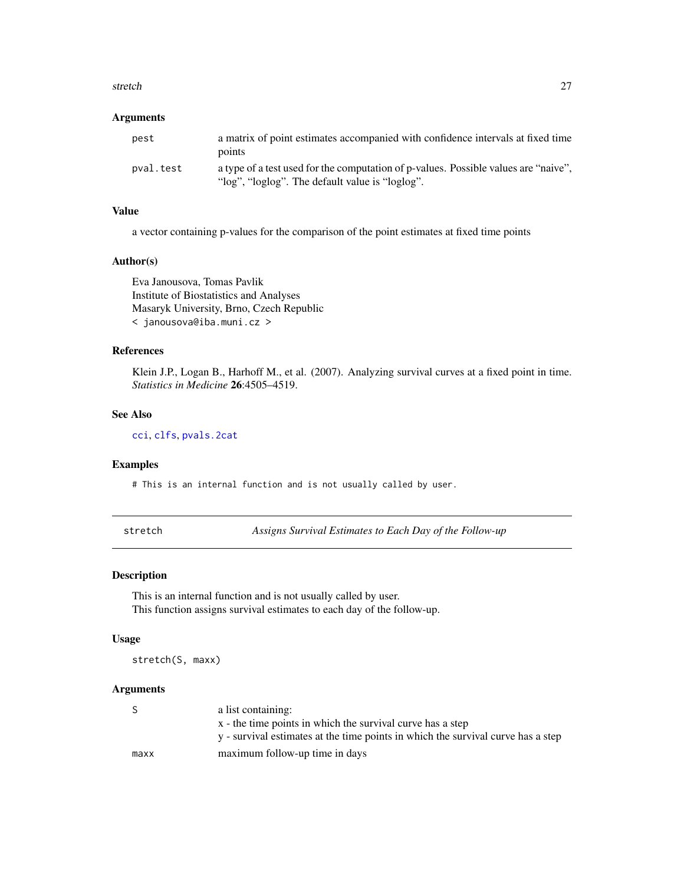### Arguments

| | |
|---|---|
| `pest` | a matrix of point estimates accompanied with confidence intervals at fixed time points |
| `pval.test` | a type of a test used for the computation of p-values. Possible values are “naive”, “log”, “loglog”. The default value is “loglog”. |

### Value

a vector containing p-values for the comparison of the point estimates at fixed time points

### Author(s)

Eva Janousova, Tomas Pavlik
Institute of Biostatistics and Analyses
Masaryk University, Brno, Czech Republic
< janousova@iba.muni.cz >

### References

Klein J.P., Logan B., Harhoff M., et al. (2007). Analyzing survival curves at a fixed point in time. *Statistics in Medicine* **26**:4505–4519.

### See Also

`cci`, `clfs`, `pvals.2cat`

### Examples

```
# This is an internal function and is not usually called by user.
```

---

## `stretch` — *Assigns Survival Estimates to Each Day of the Follow-up*

---

### Description

This is an internal function and is not usually called by user.
This function assigns survival estimates to each day of the follow-up.

### Usage

```
stretch(S, maxx)
```

### Arguments

| | |
|---|---|
| `S` | a list containing:<br>x - the time points in which the survival curve has a step<br>y - survival estimates at the time points in which the survival curve has a step |
| `maxx` | maximum follow-up time in days |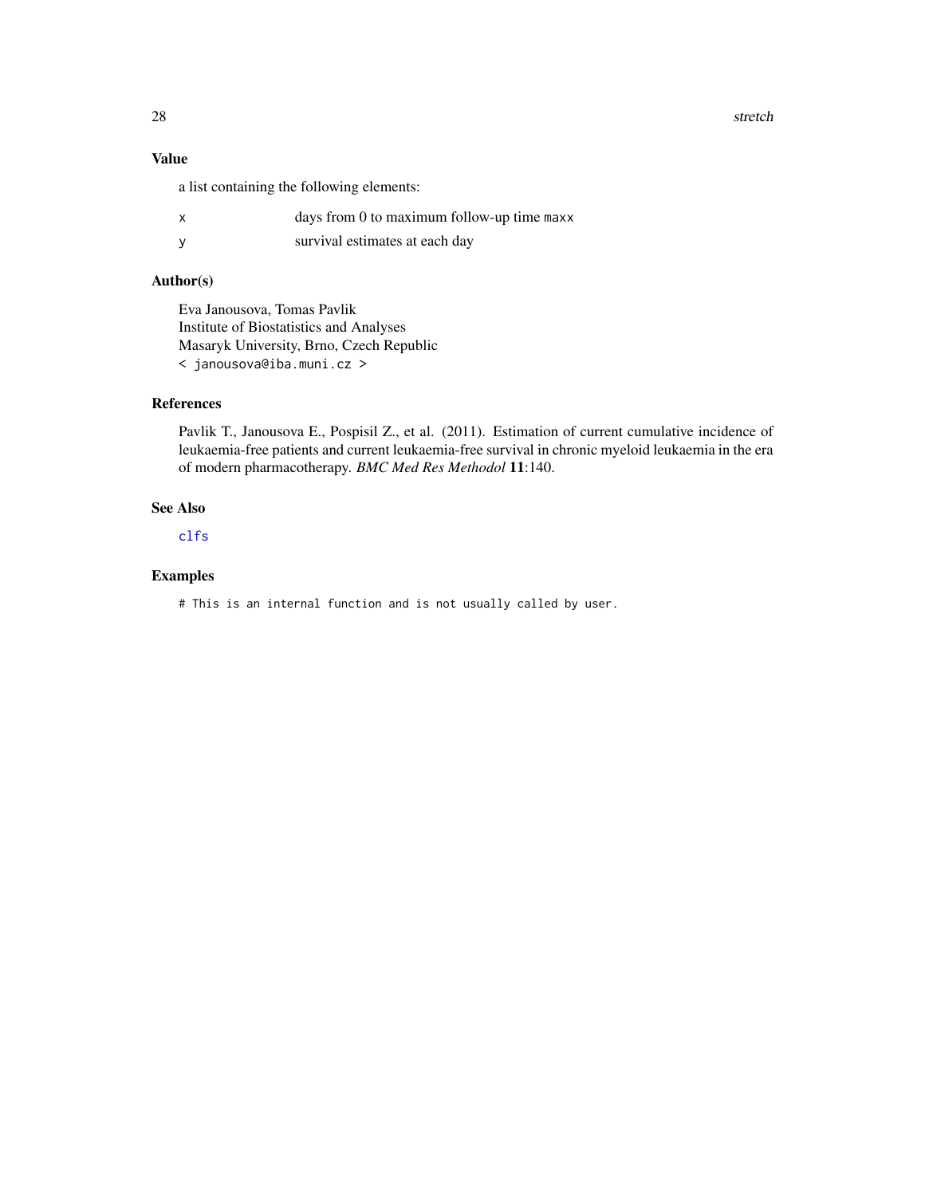## Value

a list containing the following elements:

| | |
|---|---|
| `x` | days from 0 to maximum follow-up time `maxx` |
| `y` | survival estimates at each day |

## Author(s)

Eva Janousova, Tomas Pavlik
Institute of Biostatistics and Analyses
Masaryk University, Brno, Czech Republic
< janousova@iba.muni.cz >

## References

Pavlik T., Janousova E., Pospisil Z., et al. (2011). Estimation of current cumulative incidence of leukaemia-free patients and current leukaemia-free survival in chronic myeloid leukaemia in the era of modern pharmacotherapy. *BMC Med Res Methodol* **11**:140.

## See Also

`clfs`

## Examples

```
# This is an internal function and is not usually called by user.
```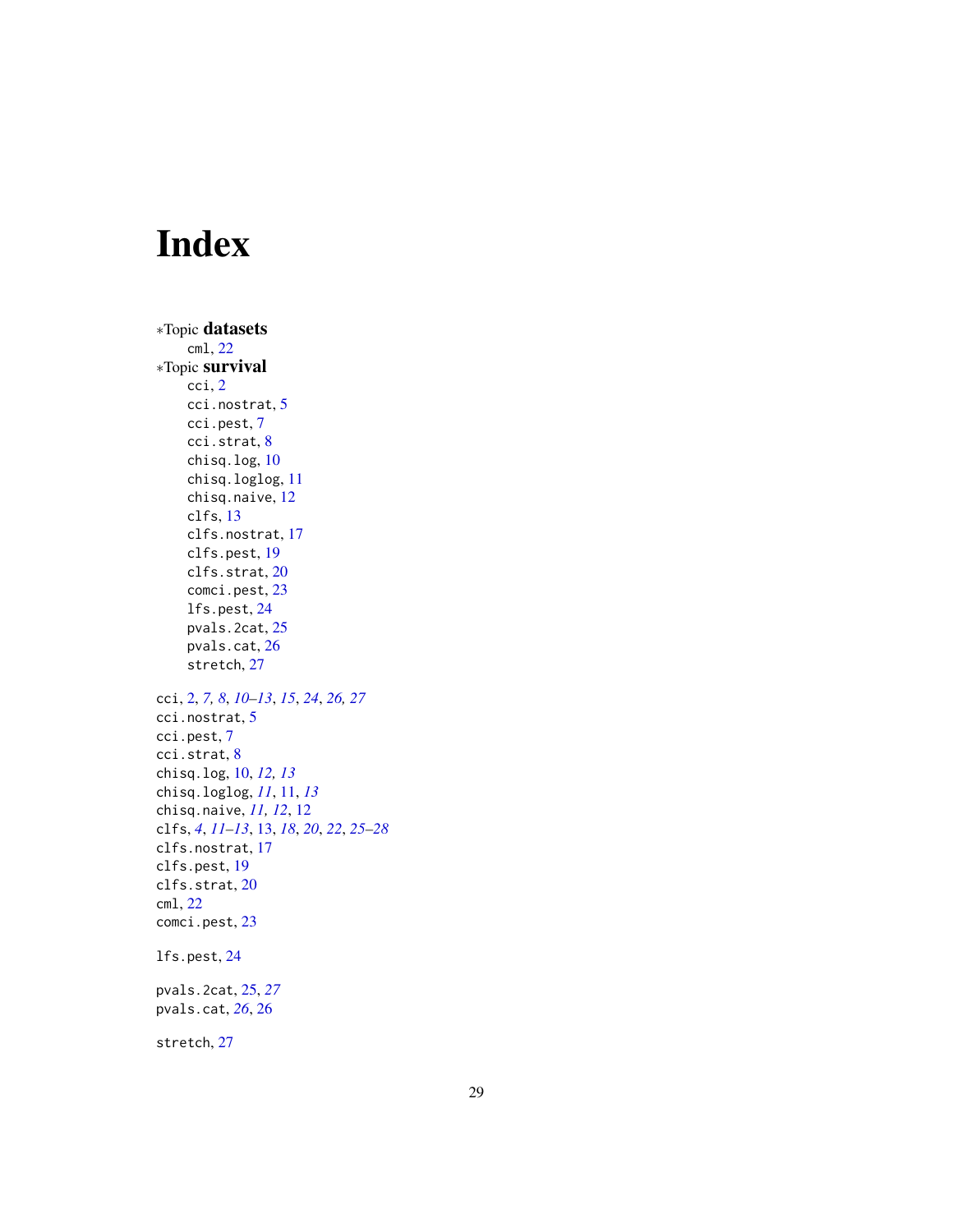# Index

*Topic **datasets**
    cml, 22
*Topic **survival**
    cci, 2
    cci.nostrat, 5
    cci.pest, 7
    cci.strat, 8
    chisq.log, 10
    chisq.loglog, 11
    chisq.naive, 12
    clfs, 13
    clfs.nostrat, 17
    clfs.pest, 19
    clfs.strat, 20
    comci.pest, 23
    lfs.pest, 24
    pvals.2cat, 25
    pvals.cat, 26
    stretch, 27

cci, 2, *7, 8*, *10–13*, *15*, *24*, *26, 27*
cci.nostrat, 5
cci.pest, 7
cci.strat, 8
chisq.log, 10, *12, 13*
chisq.loglog, *11*, 11, *13*
chisq.naive, *11, 12*, 12
clfs, *4*, *11–13*, 13, *18*, *20*, *22*, *25–28*
clfs.nostrat, 17
clfs.pest, 19
clfs.strat, 20
cml, 22
comci.pest, 23

lfs.pest, 24

pvals.2cat, 25, *27*
pvals.cat, *26*, 26

stretch, 27